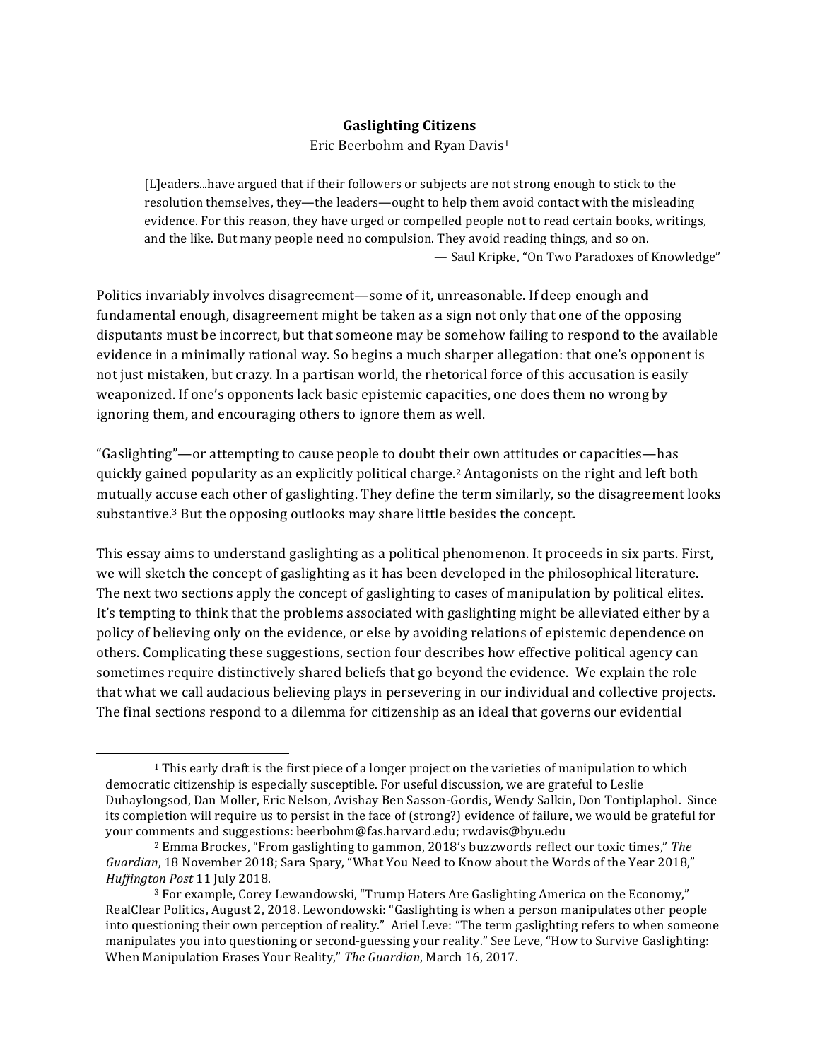# Gaslighting Citizens

Eric Beerbohm and Ryan Davis[1]

> [L]eaders...have argued that if their followers or subjects are not strong enough to stick to the resolution themselves, they—the leaders—ought to help them avoid contact with the misleading evidence. For this reason, they have urged or compelled people not to read certain books, writings, and the like. But many people need no compulsion. They avoid reading things, and so on.
>
> — Saul Kripke, "On Two Paradoxes of Knowledge"

Politics invariably involves disagreement—some of it, unreasonable. If deep enough and fundamental enough, disagreement might be taken as a sign not only that one of the opposing disputants must be incorrect, but that someone may be somehow failing to respond to the available evidence in a minimally rational way. So begins a much sharper allegation: that one's opponent is not just mistaken, but crazy. In a partisan world, the rhetorical force of this accusation is easily weaponized. If one's opponents lack basic epistemic capacities, one does them no wrong by ignoring them, and encouraging others to ignore them as well.

"Gaslighting"—or attempting to cause people to doubt their own attitudes or capacities—has quickly gained popularity as an explicitly political charge.[2] Antagonists on the right and left both mutually accuse each other of gaslighting. They define the term similarly, so the disagreement looks substantive.[3] But the opposing outlooks may share little besides the concept.

This essay aims to understand gaslighting as a political phenomenon. It proceeds in six parts. First, we will sketch the concept of gaslighting as it has been developed in the philosophical literature. The next two sections apply the concept of gaslighting to cases of manipulation by political elites. It's tempting to think that the problems associated with gaslighting might be alleviated either by a policy of believing only on the evidence, or else by avoiding relations of epistemic dependence on others. Complicating these suggestions, section four describes how effective political agency can sometimes require distinctively shared beliefs that go beyond the evidence. We explain the role that what we call audacious believing plays in persevering in our individual and collective projects. The final sections respond to a dilemma for citizenship as an ideal that governs our evidential

---

[1] This early draft is the first piece of a longer project on the varieties of manipulation to which democratic citizenship is especially susceptible. For useful discussion, we are grateful to Leslie Duhaylongsod, Dan Moller, Eric Nelson, Avishay Ben Sasson-Gordis, Wendy Salkin, Don Tontiplaphol. Since its completion will require us to persist in the face of (strong?) evidence of failure, we would be grateful for your comments and suggestions: beerbohm@fas.harvard.edu; rwdavis@byu.edu

[2] Emma Brockes, "From gaslighting to gammon, 2018's buzzwords reflect our toxic times," *The Guardian*, 18 November 2018; Sara Spary, "What You Need to Know about the Words of the Year 2018," *Huffington Post* 11 July 2018.

[3] For example, Corey Lewandowski, "Trump Haters Are Gaslighting America on the Economy," RealClear Politics, August 2, 2018. Lewondowski: "Gaslighting is when a person manipulates other people into questioning their own perception of reality." Ariel Leve: "The term gaslighting refers to when someone manipulates you into questioning or second-guessing your reality." See Leve, "How to Survive Gaslighting: When Manipulation Erases Your Reality," *The Guardian*, March 16, 2017.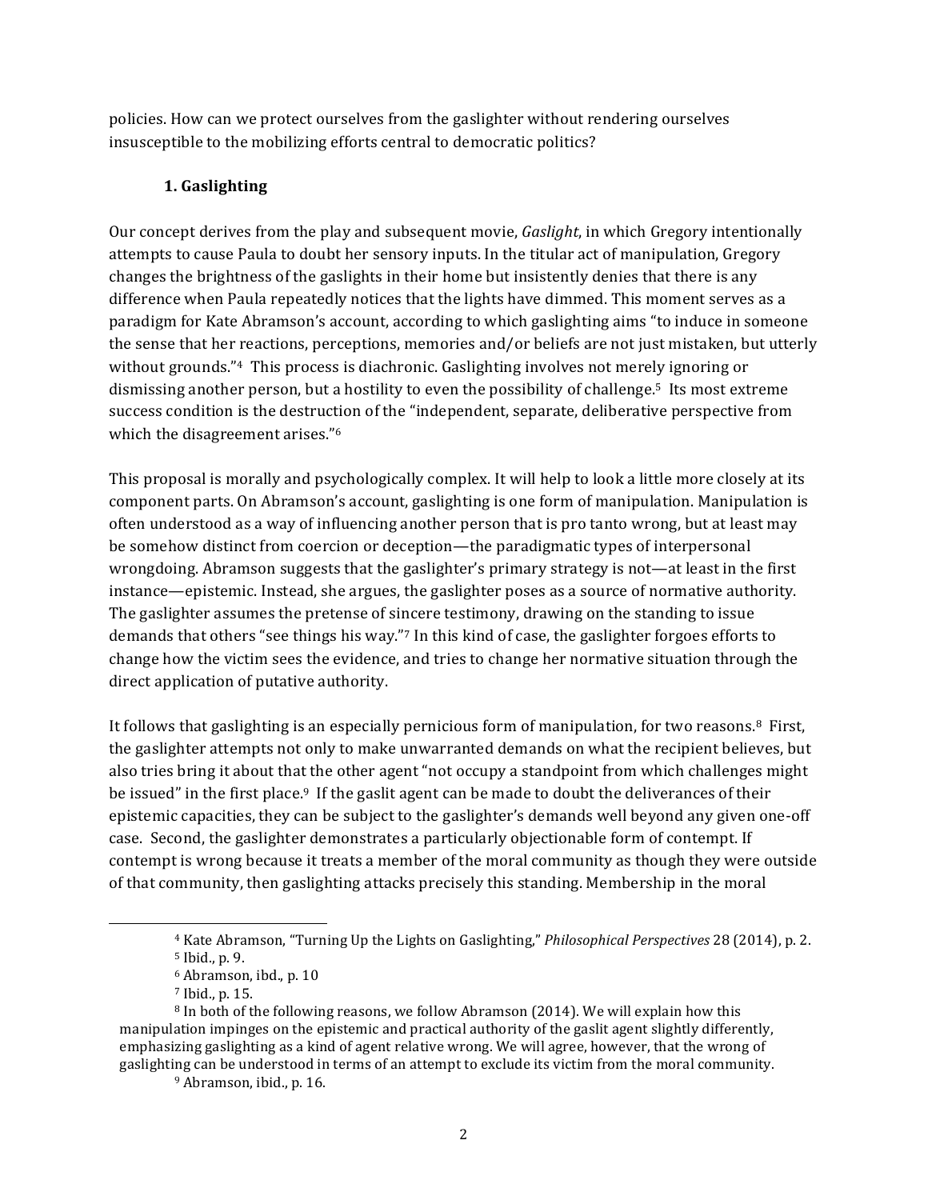policies. How can we protect ourselves from the gaslighter without rendering ourselves insusceptible to the mobilizing efforts central to democratic politics?

## 1. Gaslighting

Our concept derives from the play and subsequent movie, *Gaslight*, in which Gregory intentionally attempts to cause Paula to doubt her sensory inputs. In the titular act of manipulation, Gregory changes the brightness of the gaslights in their home but insistently denies that there is any difference when Paula repeatedly notices that the lights have dimmed. This moment serves as a paradigm for Kate Abramson's account, according to which gaslighting aims "to induce in someone the sense that her reactions, perceptions, memories and/or beliefs are not just mistaken, but utterly without grounds."[4] This process is diachronic. Gaslighting involves not merely ignoring or dismissing another person, but a hostility to even the possibility of challenge.[5] Its most extreme success condition is the destruction of the "independent, separate, deliberative perspective from which the disagreement arises."[6]

This proposal is morally and psychologically complex. It will help to look a little more closely at its component parts. On Abramson's account, gaslighting is one form of manipulation. Manipulation is often understood as a way of influencing another person that is pro tanto wrong, but at least may be somehow distinct from coercion or deception—the paradigmatic types of interpersonal wrongdoing. Abramson suggests that the gaslighter's primary strategy is not—at least in the first instance—epistemic. Instead, she argues, the gaslighter poses as a source of normative authority. The gaslighter assumes the pretense of sincere testimony, drawing on the standing to issue demands that others "see things his way."[7] In this kind of case, the gaslighter forgoes efforts to change how the victim sees the evidence, and tries to change her normative situation through the direct application of putative authority.

It follows that gaslighting is an especially pernicious form of manipulation, for two reasons.[8] First, the gaslighter attempts not only to make unwarranted demands on what the recipient believes, but also tries bring it about that the other agent "not occupy a standpoint from which challenges might be issued" in the first place.[9] If the gaslit agent can be made to doubt the deliverances of their epistemic capacities, they can be subject to the gaslighter's demands well beyond any given one-off case. Second, the gaslighter demonstrates a particularly objectionable form of contempt. If contempt is wrong because it treats a member of the moral community as though they were outside of that community, then gaslighting attacks precisely this standing. Membership in the moral

---

[4] Kate Abramson, "Turning Up the Lights on Gaslighting," *Philosophical Perspectives* 28 (2014), p. 2.

[5] Ibid., p. 9.

[6] Abramson, ibd., p. 10

[7] Ibid., p. 15.

[8] In both of the following reasons, we follow Abramson (2014). We will explain how this manipulation impinges on the epistemic and practical authority of the gaslit agent slightly differently, emphasizing gaslighting as a kind of agent relative wrong. We will agree, however, that the wrong of gaslighting can be understood in terms of an attempt to exclude its victim from the moral community.

[9] Abramson, ibid., p. 16.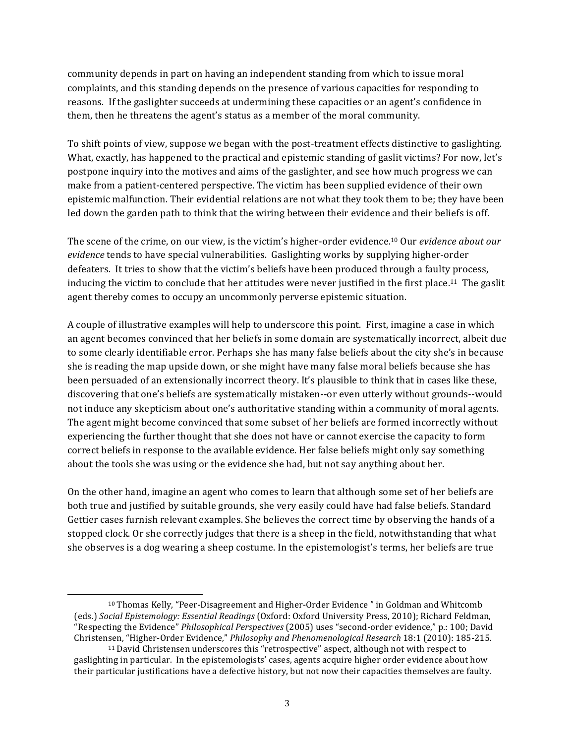community depends in part on having an independent standing from which to issue moral complaints, and this standing depends on the presence of various capacities for responding to reasons. If the gaslighter succeeds at undermining these capacities or an agent's confidence in them, then he threatens the agent's status as a member of the moral community.

To shift points of view, suppose we began with the post-treatment effects distinctive to gaslighting. What, exactly, has happened to the practical and epistemic standing of gaslit victims? For now, let's postpone inquiry into the motives and aims of the gaslighter, and see how much progress we can make from a patient-centered perspective. The victim has been supplied evidence of their own epistemic malfunction. Their evidential relations are not what they took them to be; they have been led down the garden path to think that the wiring between their evidence and their beliefs is off.

The scene of the crime, on our view, is the victim's higher-order evidence.[10] Our *evidence about our evidence* tends to have special vulnerabilities. Gaslighting works by supplying higher-order defeaters. It tries to show that the victim's beliefs have been produced through a faulty process, inducing the victim to conclude that her attitudes were never justified in the first place.[11] The gaslit agent thereby comes to occupy an uncommonly perverse epistemic situation.

A couple of illustrative examples will help to underscore this point. First, imagine a case in which an agent becomes convinced that her beliefs in some domain are systematically incorrect, albeit due to some clearly identifiable error. Perhaps she has many false beliefs about the city she's in because she is reading the map upside down, or she might have many false moral beliefs because she has been persuaded of an extensionally incorrect theory. It's plausible to think that in cases like these, discovering that one's beliefs are systematically mistaken--or even utterly without grounds--would not induce any skepticism about one's authoritative standing within a community of moral agents. The agent might become convinced that some subset of her beliefs are formed incorrectly without experiencing the further thought that she does not have or cannot exercise the capacity to form correct beliefs in response to the available evidence. Her false beliefs might only say something about the tools she was using or the evidence she had, but not say anything about her.

On the other hand, imagine an agent who comes to learn that although some set of her beliefs are both true and justified by suitable grounds, she very easily could have had false beliefs. Standard Gettier cases furnish relevant examples. She believes the correct time by observing the hands of a stopped clock. Or she correctly judges that there is a sheep in the field, notwithstanding that what she observes is a dog wearing a sheep costume. In the epistemologist's terms, her beliefs are true

[10] Thomas Kelly, "Peer-Disagreement and Higher-Order Evidence " in Goldman and Whitcomb (eds.) *Social Epistemology: Essential Readings* (Oxford: Oxford University Press, 2010); Richard Feldman, "Respecting the Evidence" *Philosophical Perspectives* (2005) uses "second-order evidence," p.: 100; David Christensen, "Higher-Order Evidence," *Philosophy and Phenomenological Research* 18:1 (2010): 185-215.

[11] David Christensen underscores this "retrospective" aspect, although not with respect to gaslighting in particular. In the epistemologists' cases, agents acquire higher order evidence about how their particular justifications have a defective history, but not now their capacities themselves are faulty.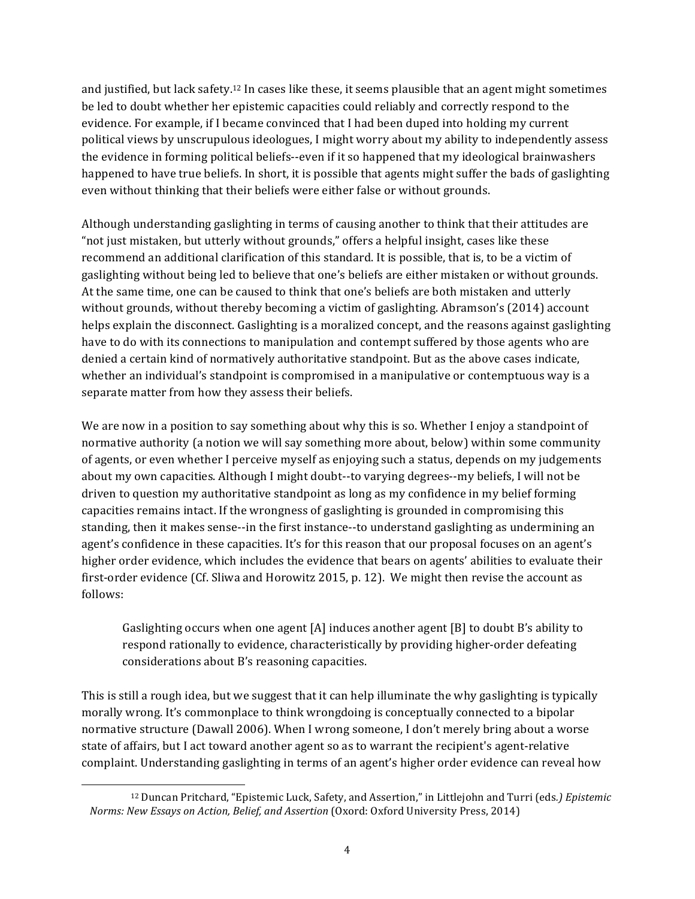and justified, but lack safety.[12] In cases like these, it seems plausible that an agent might sometimes be led to doubt whether her epistemic capacities could reliably and correctly respond to the evidence. For example, if I became convinced that I had been duped into holding my current political views by unscrupulous ideologues, I might worry about my ability to independently assess the evidence in forming political beliefs--even if it so happened that my ideological brainwashers happened to have true beliefs. In short, it is possible that agents might suffer the bads of gaslighting even without thinking that their beliefs were either false or without grounds.

Although understanding gaslighting in terms of causing another to think that their attitudes are "not just mistaken, but utterly without grounds," offers a helpful insight, cases like these recommend an additional clarification of this standard. It is possible, that is, to be a victim of gaslighting without being led to believe that one's beliefs are either mistaken or without grounds. At the same time, one can be caused to think that one's beliefs are both mistaken and utterly without grounds, without thereby becoming a victim of gaslighting. Abramson's (2014) account helps explain the disconnect. Gaslighting is a moralized concept, and the reasons against gaslighting have to do with its connections to manipulation and contempt suffered by those agents who are denied a certain kind of normatively authoritative standpoint. But as the above cases indicate, whether an individual's standpoint is compromised in a manipulative or contemptuous way is a separate matter from how they assess their beliefs.

We are now in a position to say something about why this is so. Whether I enjoy a standpoint of normative authority (a notion we will say something more about, below) within some community of agents, or even whether I perceive myself as enjoying such a status, depends on my judgements about my own capacities. Although I might doubt--to varying degrees--my beliefs, I will not be driven to question my authoritative standpoint as long as my confidence in my belief forming capacities remains intact. If the wrongness of gaslighting is grounded in compromising this standing, then it makes sense--in the first instance--to understand gaslighting as undermining an agent's confidence in these capacities. It's for this reason that our proposal focuses on an agent's higher order evidence, which includes the evidence that bears on agents' abilities to evaluate their first-order evidence (Cf. Sliwa and Horowitz 2015, p. 12). We might then revise the account as follows:

> Gaslighting occurs when one agent [A] induces another agent [B] to doubt B's ability to respond rationally to evidence, characteristically by providing higher-order defeating considerations about B's reasoning capacities.

This is still a rough idea, but we suggest that it can help illuminate the why gaslighting is typically morally wrong. It's commonplace to think wrongdoing is conceptually connected to a bipolar normative structure (Dawall 2006). When I wrong someone, I don't merely bring about a worse state of affairs, but I act toward another agent so as to warrant the recipient's agent-relative complaint. Understanding gaslighting in terms of an agent's higher order evidence can reveal how

---

[12] Duncan Pritchard, "Epistemic Luck, Safety, and Assertion," in Littlejohn and Turri (eds.) *Epistemic Norms: New Essays on Action, Belief, and Assertion* (Oxord: Oxford University Press, 2014)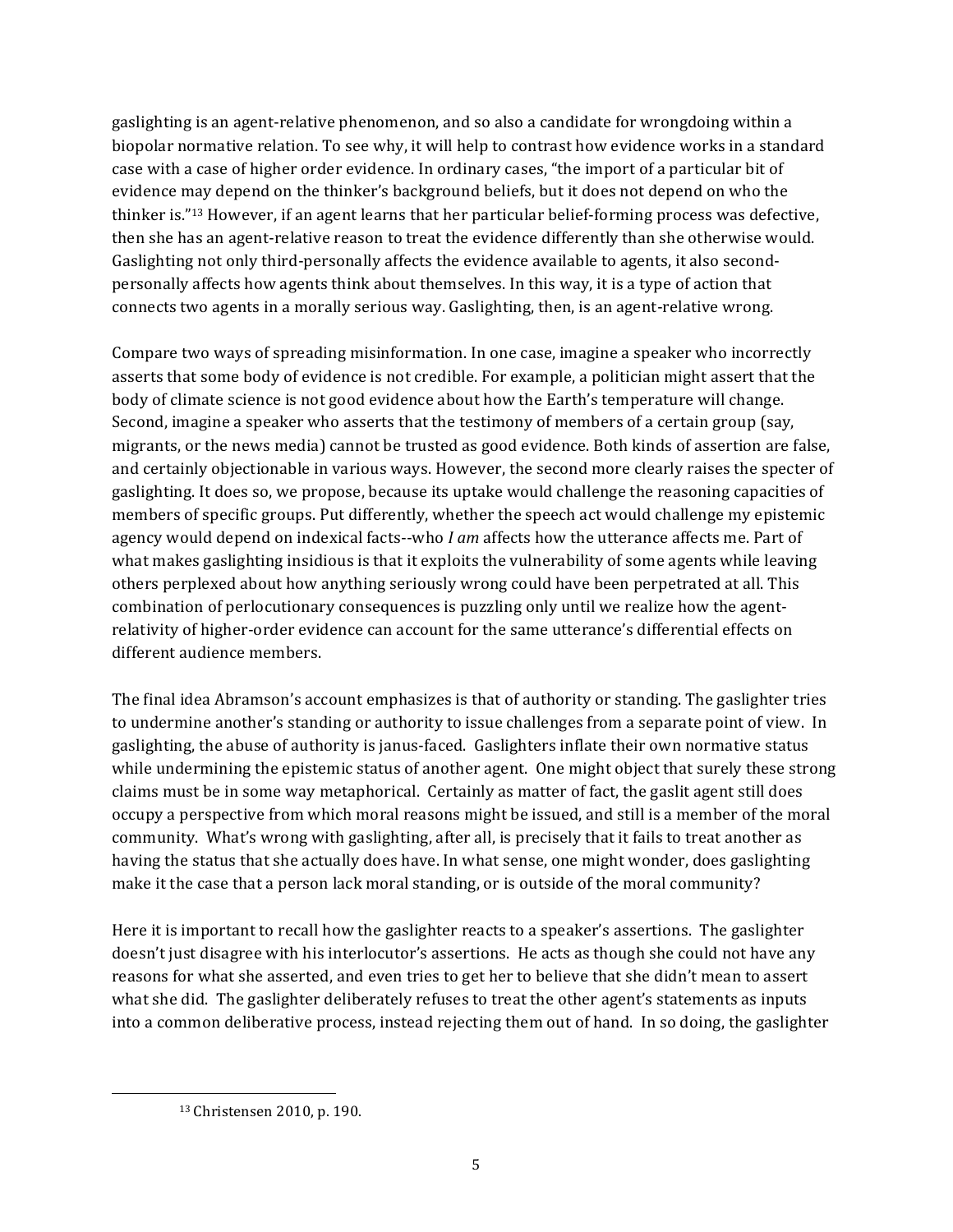gaslighting is an agent-relative phenomenon, and so also a candidate for wrongdoing within a biopolar normative relation. To see why, it will help to contrast how evidence works in a standard case with a case of higher order evidence. In ordinary cases, "the import of a particular bit of evidence may depend on the thinker's background beliefs, but it does not depend on who the thinker is."[13] However, if an agent learns that her particular belief-forming process was defective, then she has an agent-relative reason to treat the evidence differently than she otherwise would. Gaslighting not only third-personally affects the evidence available to agents, it also second-personally affects how agents think about themselves. In this way, it is a type of action that connects two agents in a morally serious way. Gaslighting, then, is an agent-relative wrong.

Compare two ways of spreading misinformation. In one case, imagine a speaker who incorrectly asserts that some body of evidence is not credible. For example, a politician might assert that the body of climate science is not good evidence about how the Earth's temperature will change. Second, imagine a speaker who asserts that the testimony of members of a certain group (say, migrants, or the news media) cannot be trusted as good evidence. Both kinds of assertion are false, and certainly objectionable in various ways. However, the second more clearly raises the specter of gaslighting. It does so, we propose, because its uptake would challenge the reasoning capacities of members of specific groups. Put differently, whether the speech act would challenge my epistemic agency would depend on indexical facts--who *I am* affects how the utterance affects me. Part of what makes gaslighting insidious is that it exploits the vulnerability of some agents while leaving others perplexed about how anything seriously wrong could have been perpetrated at all. This combination of perlocutionary consequences is puzzling only until we realize how the agent-relativity of higher-order evidence can account for the same utterance's differential effects on different audience members.

The final idea Abramson's account emphasizes is that of authority or standing. The gaslighter tries to undermine another's standing or authority to issue challenges from a separate point of view. In gaslighting, the abuse of authority is janus-faced. Gaslighters inflate their own normative status while undermining the epistemic status of another agent. One might object that surely these strong claims must be in some way metaphorical. Certainly as matter of fact, the gaslit agent still does occupy a perspective from which moral reasons might be issued, and still is a member of the moral community. What's wrong with gaslighting, after all, is precisely that it fails to treat another as having the status that she actually does have. In what sense, one might wonder, does gaslighting make it the case that a person lack moral standing, or is outside of the moral community?

Here it is important to recall how the gaslighter reacts to a speaker's assertions. The gaslighter doesn't just disagree with his interlocutor's assertions. He acts as though she could not have any reasons for what she asserted, and even tries to get her to believe that she didn't mean to assert what she did. The gaslighter deliberately refuses to treat the other agent's statements as inputs into a common deliberative process, instead rejecting them out of hand. In so doing, the gaslighter

[13] Christensen 2010, p. 190.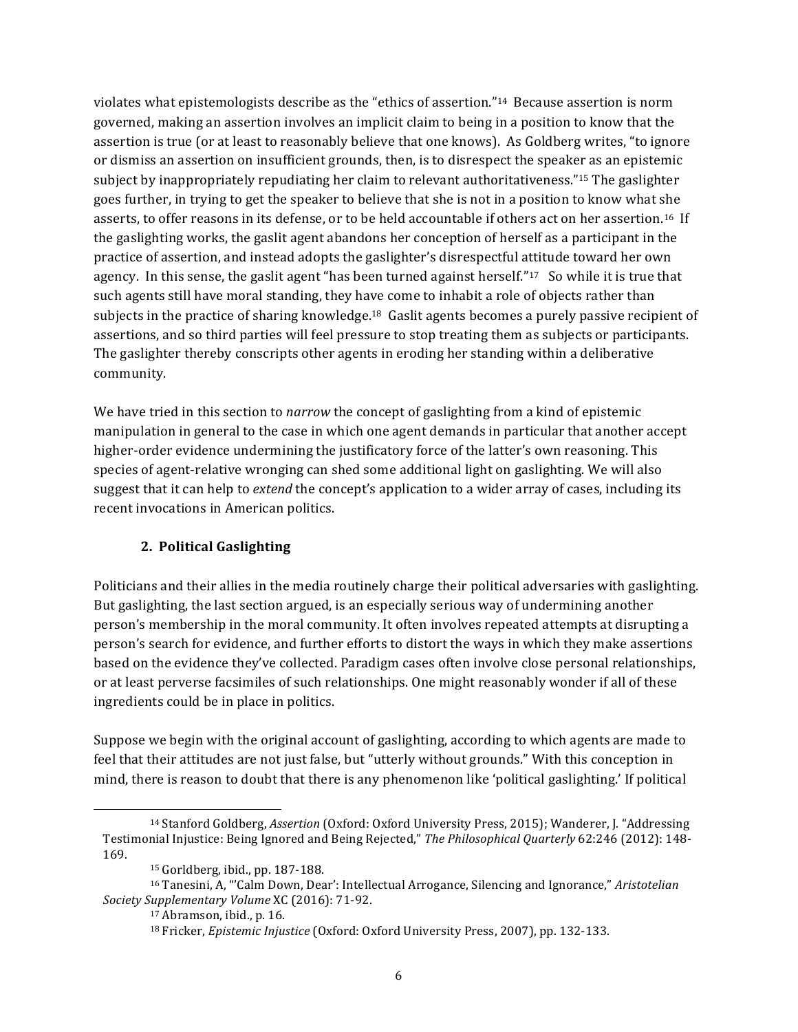violates what epistemologists describe as the "ethics of assertion."[14] Because assertion is norm governed, making an assertion involves an implicit claim to being in a position to know that the assertion is true (or at least to reasonably believe that one knows). As Goldberg writes, "to ignore or dismiss an assertion on insufficient grounds, then, is to disrespect the speaker as an epistemic subject by inappropriately repudiating her claim to relevant authoritativeness."[15] The gaslighter goes further, in trying to get the speaker to believe that she is not in a position to know what she asserts, to offer reasons in its defense, or to be held accountable if others act on her assertion.[16] If the gaslighting works, the gaslit agent abandons her conception of herself as a participant in the practice of assertion, and instead adopts the gaslighter's disrespectful attitude toward her own agency. In this sense, the gaslit agent "has been turned against herself."[17] So while it is true that such agents still have moral standing, they have come to inhabit a role of objects rather than subjects in the practice of sharing knowledge.[18] Gaslit agents becomes a purely passive recipient of assertions, and so third parties will feel pressure to stop treating them as subjects or participants. The gaslighter thereby conscripts other agents in eroding her standing within a deliberative community.

We have tried in this section to *narrow* the concept of gaslighting from a kind of epistemic manipulation in general to the case in which one agent demands in particular that another accept higher-order evidence undermining the justificatory force of the latter's own reasoning. This species of agent-relative wronging can shed some additional light on gaslighting. We will also suggest that it can help to *extend* the concept's application to a wider array of cases, including its recent invocations in American politics.

## 2. Political Gaslighting

Politicians and their allies in the media routinely charge their political adversaries with gaslighting. But gaslighting, the last section argued, is an especially serious way of undermining another person's membership in the moral community. It often involves repeated attempts at disrupting a person's search for evidence, and further efforts to distort the ways in which they make assertions based on the evidence they've collected. Paradigm cases often involve close personal relationships, or at least perverse facsimiles of such relationships. One might reasonably wonder if all of these ingredients could be in place in politics.

Suppose we begin with the original account of gaslighting, according to which agents are made to feel that their attitudes are not just false, but "utterly without grounds." With this conception in mind, there is reason to doubt that there is any phenomenon like 'political gaslighting.' If political

---

[14] Stanford Goldberg, *Assertion* (Oxford: Oxford University Press, 2015); Wanderer, J. "Addressing Testimonial Injustice: Being Ignored and Being Rejected," *The Philosophical Quarterly* 62:246 (2012): 148-169.

[15] Gorldberg, ibid., pp. 187-188.

[16] Tanesini, A, "'Calm Down, Dear': Intellectual Arrogance, Silencing and Ignorance," *Aristotelian Society Supplementary Volume* XC (2016): 71-92.

[17] Abramson, ibid., p. 16.

[18] Fricker, *Epistemic Injustice* (Oxford: Oxford University Press, 2007), pp. 132-133.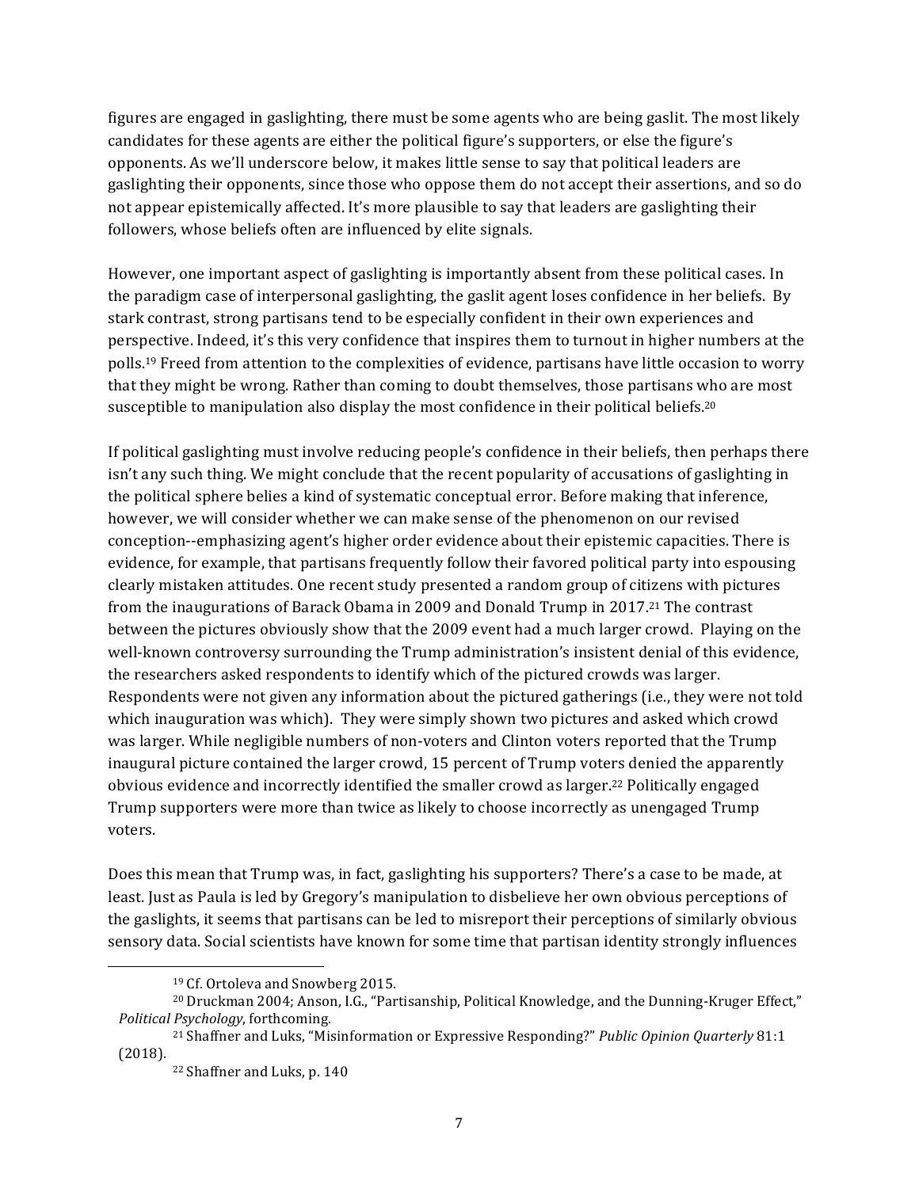figures are engaged in gaslighting, there must be some agents who are being gaslit. The most likely candidates for these agents are either the political figure's supporters, or else the figure's opponents. As we'll underscore below, it makes little sense to say that political leaders are gaslighting their opponents, since those who oppose them do not accept their assertions, and so do not appear epistemically affected. It's more plausible to say that leaders are gaslighting their followers, whose beliefs often are influenced by elite signals.

However, one important aspect of gaslighting is importantly absent from these political cases. In the paradigm case of interpersonal gaslighting, the gaslit agent loses confidence in her beliefs. By stark contrast, strong partisans tend to be especially confident in their own experiences and perspective. Indeed, it's this very confidence that inspires them to turnout in higher numbers at the polls.[19] Freed from attention to the complexities of evidence, partisans have little occasion to worry that they might be wrong. Rather than coming to doubt themselves, those partisans who are most susceptible to manipulation also display the most confidence in their political beliefs.[20]

If political gaslighting must involve reducing people's confidence in their beliefs, then perhaps there isn't any such thing. We might conclude that the recent popularity of accusations of gaslighting in the political sphere belies a kind of systematic conceptual error. Before making that inference, however, we will consider whether we can make sense of the phenomenon on our revised conception--emphasizing agent's higher order evidence about their epistemic capacities. There is evidence, for example, that partisans frequently follow their favored political party into espousing clearly mistaken attitudes. One recent study presented a random group of citizens with pictures from the inaugurations of Barack Obama in 2009 and Donald Trump in 2017.[21] The contrast between the pictures obviously show that the 2009 event had a much larger crowd. Playing on the well-known controversy surrounding the Trump administration's insistent denial of this evidence, the researchers asked respondents to identify which of the pictured crowds was larger. Respondents were not given any information about the pictured gatherings (i.e., they were not told which inauguration was which). They were simply shown two pictures and asked which crowd was larger. While negligible numbers of non-voters and Clinton voters reported that the Trump inaugural picture contained the larger crowd, 15 percent of Trump voters denied the apparently obvious evidence and incorrectly identified the smaller crowd as larger.[22] Politically engaged Trump supporters were more than twice as likely to choose incorrectly as unengaged Trump voters.

Does this mean that Trump was, in fact, gaslighting his supporters? There's a case to be made, at least. Just as Paula is led by Gregory's manipulation to disbelieve her own obvious perceptions of the gaslights, it seems that partisans can be led to misreport their perceptions of similarly obvious sensory data. Social scientists have known for some time that partisan identity strongly influences

---

[19] Cf. Ortoleva and Snowberg 2015.

[20] Druckman 2004; Anson, I.G., "Partisanship, Political Knowledge, and the Dunning-Kruger Effect," *Political Psychology*, forthcoming.

[21] Shaffner and Luks, "Misinformation or Expressive Responding?" *Public Opinion Quarterly* 81:1 (2018).

[22] Shaffner and Luks, p. 140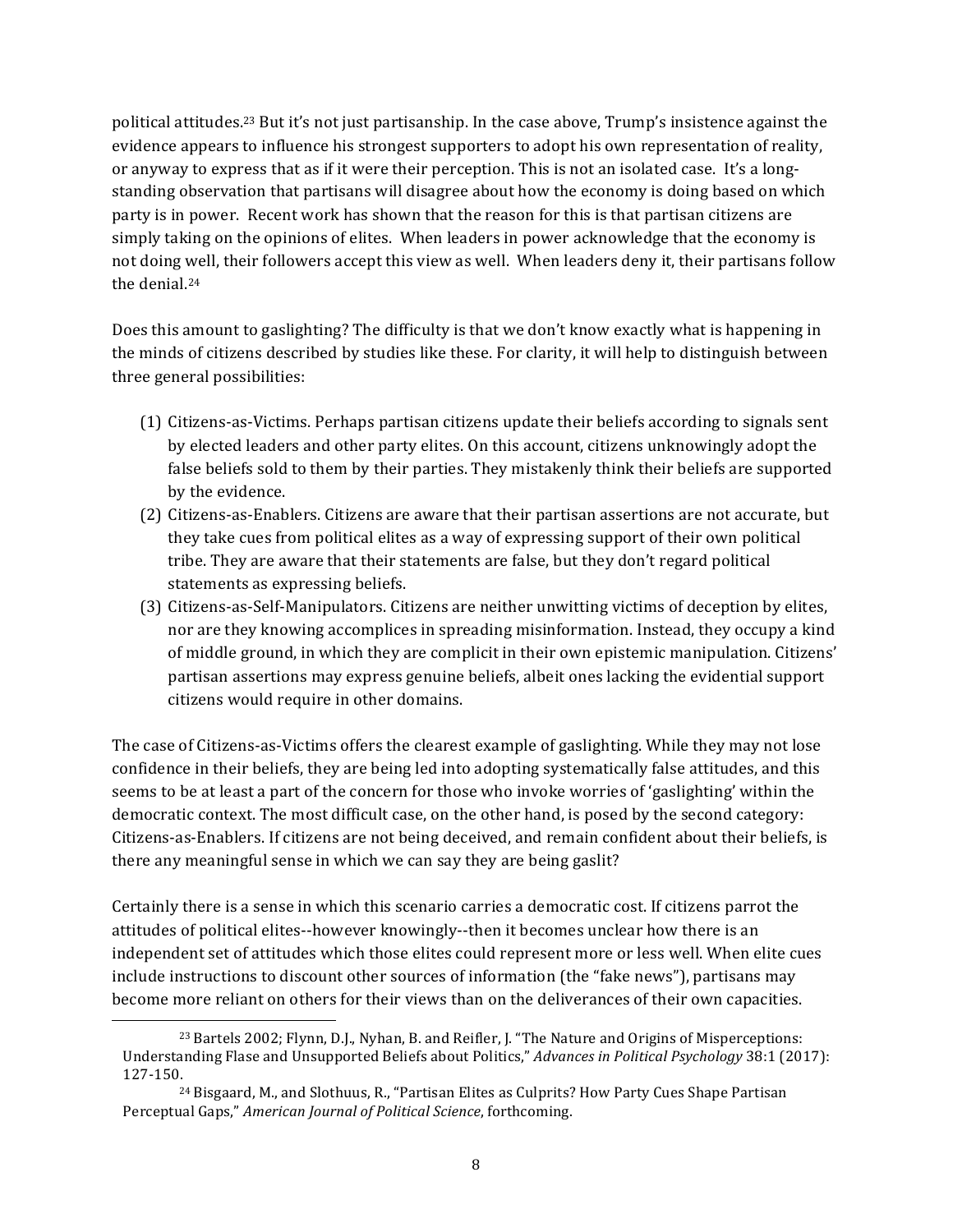political attitudes.[23] But it's not just partisanship. In the case above, Trump's insistence against the evidence appears to influence his strongest supporters to adopt his own representation of reality, or anyway to express that as if it were their perception. This is not an isolated case. It's a long-standing observation that partisans will disagree about how the economy is doing based on which party is in power. Recent work has shown that the reason for this is that partisan citizens are simply taking on the opinions of elites. When leaders in power acknowledge that the economy is not doing well, their followers accept this view as well. When leaders deny it, their partisans follow the denial.[24]

Does this amount to gaslighting? The difficulty is that we don't know exactly what is happening in the minds of citizens described by studies like these. For clarity, it will help to distinguish between three general possibilities:

(1) Citizens-as-Victims. Perhaps partisan citizens update their beliefs according to signals sent by elected leaders and other party elites. On this account, citizens unknowingly adopt the false beliefs sold to them by their parties. They mistakenly think their beliefs are supported by the evidence.
(2) Citizens-as-Enablers. Citizens are aware that their partisan assertions are not accurate, but they take cues from political elites as a way of expressing support of their own political tribe. They are aware that their statements are false, but they don't regard political statements as expressing beliefs.
(3) Citizens-as-Self-Manipulators. Citizens are neither unwitting victims of deception by elites, nor are they knowing accomplices in spreading misinformation. Instead, they occupy a kind of middle ground, in which they are complicit in their own epistemic manipulation. Citizens' partisan assertions may express genuine beliefs, albeit ones lacking the evidential support citizens would require in other domains.

The case of Citizens-as-Victims offers the clearest example of gaslighting. While they may not lose confidence in their beliefs, they are being led into adopting systematically false attitudes, and this seems to be at least a part of the concern for those who invoke worries of 'gaslighting' within the democratic context. The most difficult case, on the other hand, is posed by the second category: Citizens-as-Enablers. If citizens are not being deceived, and remain confident about their beliefs, is there any meaningful sense in which we can say they are being gaslit?

Certainly there is a sense in which this scenario carries a democratic cost. If citizens parrot the attitudes of political elites--however knowingly--then it becomes unclear how there is an independent set of attitudes which those elites could represent more or less well. When elite cues include instructions to discount other sources of information (the "fake news"), partisans may become more reliant on others for their views than on the deliverances of their own capacities.

---

[23] Bartels 2002; Flynn, D.J., Nyhan, B. and Reifler, J. "The Nature and Origins of Misperceptions: Understanding Flase and Unsupported Beliefs about Politics," *Advances in Political Psychology* 38:1 (2017): 127-150.

[24] Bisgaard, M., and Slothuus, R., "Partisan Elites as Culprits? How Party Cues Shape Partisan Perceptual Gaps," *American Journal of Political Science*, forthcoming.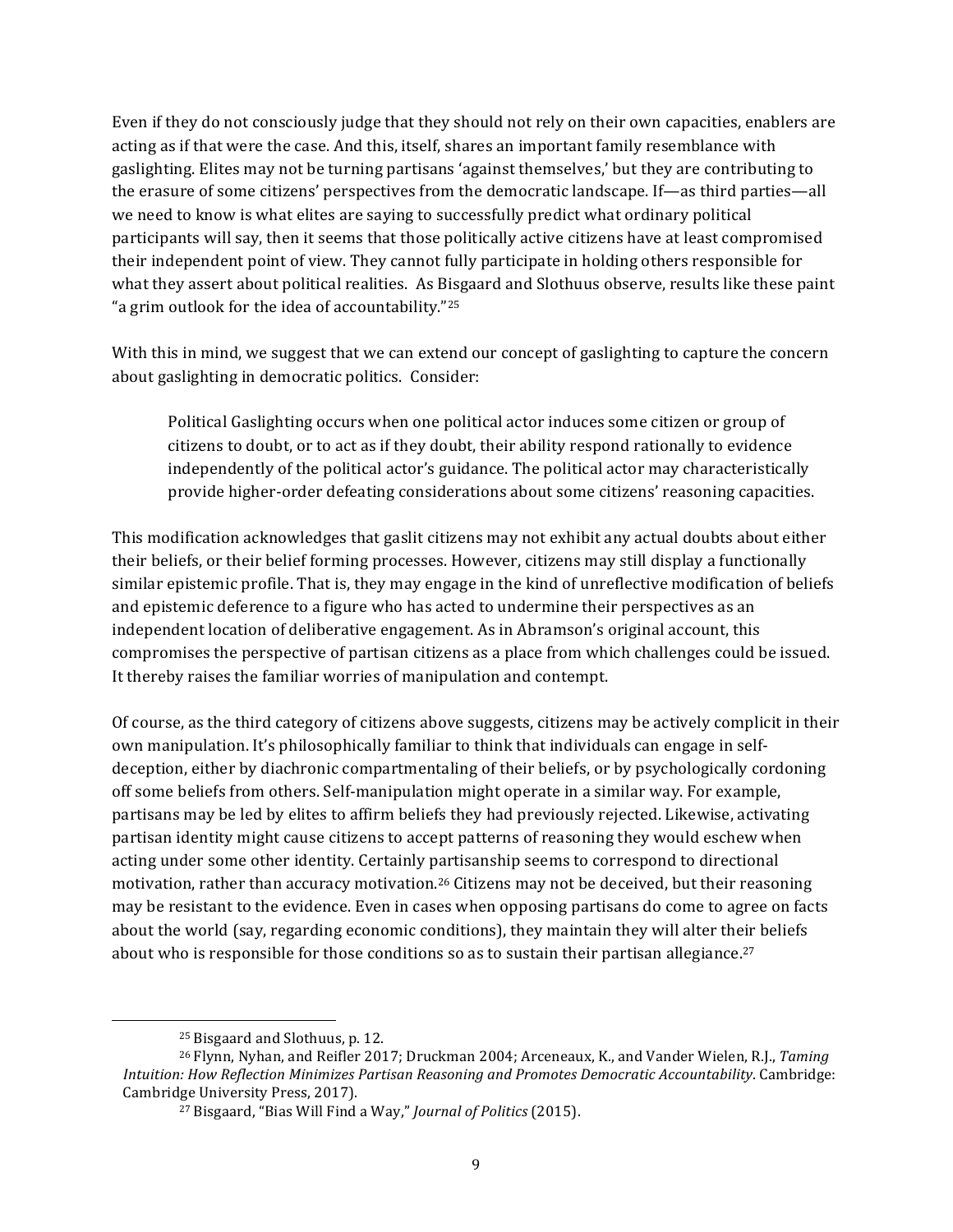Even if they do not consciously judge that they should not rely on their own capacities, enablers are acting as if that were the case. And this, itself, shares an important family resemblance with gaslighting. Elites may not be turning partisans 'against themselves,' but they are contributing to the erasure of some citizens' perspectives from the democratic landscape. If—as third parties—all we need to know is what elites are saying to successfully predict what ordinary political participants will say, then it seems that those politically active citizens have at least compromised their independent point of view. They cannot fully participate in holding others responsible for what they assert about political realities. As Bisgaard and Slothuus observe, results like these paint "a grim outlook for the idea of accountability."[25]

With this in mind, we suggest that we can extend our concept of gaslighting to capture the concern about gaslighting in democratic politics. Consider:

> Political Gaslighting occurs when one political actor induces some citizen or group of citizens to doubt, or to act as if they doubt, their ability respond rationally to evidence independently of the political actor's guidance. The political actor may characteristically provide higher-order defeating considerations about some citizens' reasoning capacities.

This modification acknowledges that gaslit citizens may not exhibit any actual doubts about either their beliefs, or their belief forming processes. However, citizens may still display a functionally similar epistemic profile. That is, they may engage in the kind of unreflective modification of beliefs and epistemic deference to a figure who has acted to undermine their perspectives as an independent location of deliberative engagement. As in Abramson's original account, this compromises the perspective of partisan citizens as a place from which challenges could be issued. It thereby raises the familiar worries of manipulation and contempt.

Of course, as the third category of citizens above suggests, citizens may be actively complicit in their own manipulation. It's philosophically familiar to think that individuals can engage in self-deception, either by diachronic compartmentaling of their beliefs, or by psychologically cordoning off some beliefs from others. Self-manipulation might operate in a similar way. For example, partisans may be led by elites to affirm beliefs they had previously rejected. Likewise, activating partisan identity might cause citizens to accept patterns of reasoning they would eschew when acting under some other identity. Certainly partisanship seems to correspond to directional motivation, rather than accuracy motivation.[26] Citizens may not be deceived, but their reasoning may be resistant to the evidence. Even in cases when opposing partisans do come to agree on facts about the world (say, regarding economic conditions), they maintain they will alter their beliefs about who is responsible for those conditions so as to sustain their partisan allegiance.[27]

---

[25] Bisgaard and Slothuus, p. 12.

[26] Flynn, Nyhan, and Reifler 2017; Druckman 2004; Arceneaux, K., and Vander Wielen, R.J., *Taming Intuition: How Reflection Minimizes Partisan Reasoning and Promotes Democratic Accountability*. Cambridge: Cambridge University Press, 2017).

[27] Bisgaard, "Bias Will Find a Way," *Journal of Politics* (2015).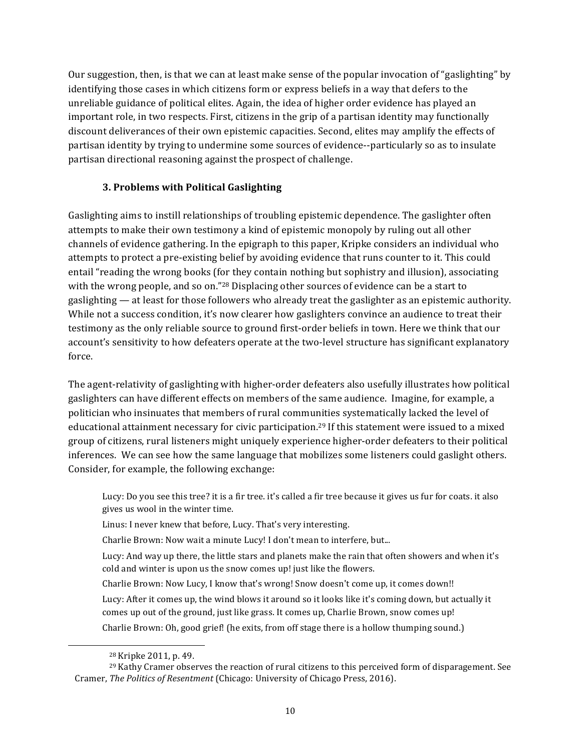Our suggestion, then, is that we can at least make sense of the popular invocation of "gaslighting" by identifying those cases in which citizens form or express beliefs in a way that defers to the unreliable guidance of political elites. Again, the idea of higher order evidence has played an important role, in two respects. First, citizens in the grip of a partisan identity may functionally discount deliverances of their own epistemic capacities. Second, elites may amplify the effects of partisan identity by trying to undermine some sources of evidence--particularly so as to insulate partisan directional reasoning against the prospect of challenge.

### 3. Problems with Political Gaslighting

Gaslighting aims to instill relationships of troubling epistemic dependence. The gaslighter often attempts to make their own testimony a kind of epistemic monopoly by ruling out all other channels of evidence gathering. In the epigraph to this paper, Kripke considers an individual who attempts to protect a pre-existing belief by avoiding evidence that runs counter to it. This could entail "reading the wrong books (for they contain nothing but sophistry and illusion), associating with the wrong people, and so on."[28] Displacing other sources of evidence can be a start to gaslighting — at least for those followers who already treat the gaslighter as an epistemic authority. While not a success condition, it's now clearer how gaslighters convince an audience to treat their testimony as the only reliable source to ground first-order beliefs in town. Here we think that our account's sensitivity to how defeaters operate at the two-level structure has significant explanatory force.

The agent-relativity of gaslighting with higher-order defeaters also usefully illustrates how political gaslighters can have different effects on members of the same audience. Imagine, for example, a politician who insinuates that members of rural communities systematically lacked the level of educational attainment necessary for civic participation.[29] If this statement were issued to a mixed group of citizens, rural listeners might uniquely experience higher-order defeaters to their political inferences. We can see how the same language that mobilizes some listeners could gaslight others. Consider, for example, the following exchange:

> Lucy: Do you see this tree? it is a fir tree. it's called a fir tree because it gives us fur for coats. it also gives us wool in the winter time.
>
> Linus: I never knew that before, Lucy. That's very interesting.
>
> Charlie Brown: Now wait a minute Lucy! I don't mean to interfere, but...
>
> Lucy: And way up there, the little stars and planets make the rain that often showers and when it's cold and winter is upon us the snow comes up! just like the flowers.
>
> Charlie Brown: Now Lucy, I know that's wrong! Snow doesn't come up, it comes down!!
>
> Lucy: After it comes up, the wind blows it around so it looks like it's coming down, but actually it comes up out of the ground, just like grass. It comes up, Charlie Brown, snow comes up!
>
> Charlie Brown: Oh, good grief! (he exits, from off stage there is a hollow thumping sound.)

---

[28] Kripke 2011, p. 49.

[29] Kathy Cramer observes the reaction of rural citizens to this perceived form of disparagement. See Cramer, *The Politics of Resentment* (Chicago: University of Chicago Press, 2016).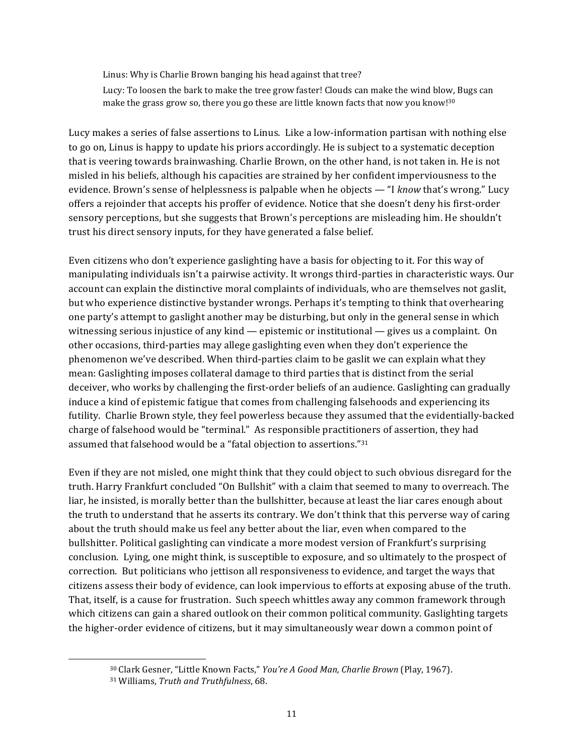> Linus: Why is Charlie Brown banging his head against that tree?
>
> Lucy: To loosen the bark to make the tree grow faster! Clouds can make the wind blow, Bugs can make the grass grow so, there you go these are little known facts that now you know![30]

Lucy makes a series of false assertions to Linus. Like a low-information partisan with nothing else to go on, Linus is happy to update his priors accordingly. He is subject to a systematic deception that is veering towards brainwashing. Charlie Brown, on the other hand, is not taken in. He is not misled in his beliefs, although his capacities are strained by her confident imperviousness to the evidence. Brown's sense of helplessness is palpable when he objects — "I *know* that's wrong." Lucy offers a rejoinder that accepts his proffer of evidence. Notice that she doesn't deny his first-order sensory perceptions, but she suggests that Brown's perceptions are misleading him. He shouldn't trust his direct sensory inputs, for they have generated a false belief.

Even citizens who don't experience gaslighting have a basis for objecting to it. For this way of manipulating individuals isn't a pairwise activity. It wrongs third-parties in characteristic ways. Our account can explain the distinctive moral complaints of individuals, who are themselves not gaslit, but who experience distinctive bystander wrongs. Perhaps it's tempting to think that overhearing one party's attempt to gaslight another may be disturbing, but only in the general sense in which witnessing serious injustice of any kind — epistemic or institutional — gives us a complaint. On other occasions, third-parties may allege gaslighting even when they don't experience the phenomenon we've described. When third-parties claim to be gaslit we can explain what they mean: Gaslighting imposes collateral damage to third parties that is distinct from the serial deceiver, who works by challenging the first-order beliefs of an audience. Gaslighting can gradually induce a kind of epistemic fatigue that comes from challenging falsehoods and experiencing its futility. Charlie Brown style, they feel powerless because they assumed that the evidentially-backed charge of falsehood would be "terminal." As responsible practitioners of assertion, they had assumed that falsehood would be a "fatal objection to assertions."[31]

Even if they are not misled, one might think that they could object to such obvious disregard for the truth. Harry Frankfurt concluded "On Bullshit" with a claim that seemed to many to overreach. The liar, he insisted, is morally better than the bullshitter, because at least the liar cares enough about the truth to understand that he asserts its contrary. We don't think that this perverse way of caring about the truth should make us feel any better about the liar, even when compared to the bullshitter. Political gaslighting can vindicate a more modest version of Frankfurt's surprising conclusion. Lying, one might think, is susceptible to exposure, and so ultimately to the prospect of correction. But politicians who jettison all responsiveness to evidence, and target the ways that citizens assess their body of evidence, can look impervious to efforts at exposing abuse of the truth. That, itself, is a cause for frustration. Such speech whittles away any common framework through which citizens can gain a shared outlook on their common political community. Gaslighting targets the higher-order evidence of citizens, but it may simultaneously wear down a common point of

---

[30] Clark Gesner, "Little Known Facts," *You're A Good Man, Charlie Brown* (Play, 1967).

[31] Williams, *Truth and Truthfulness*, 68.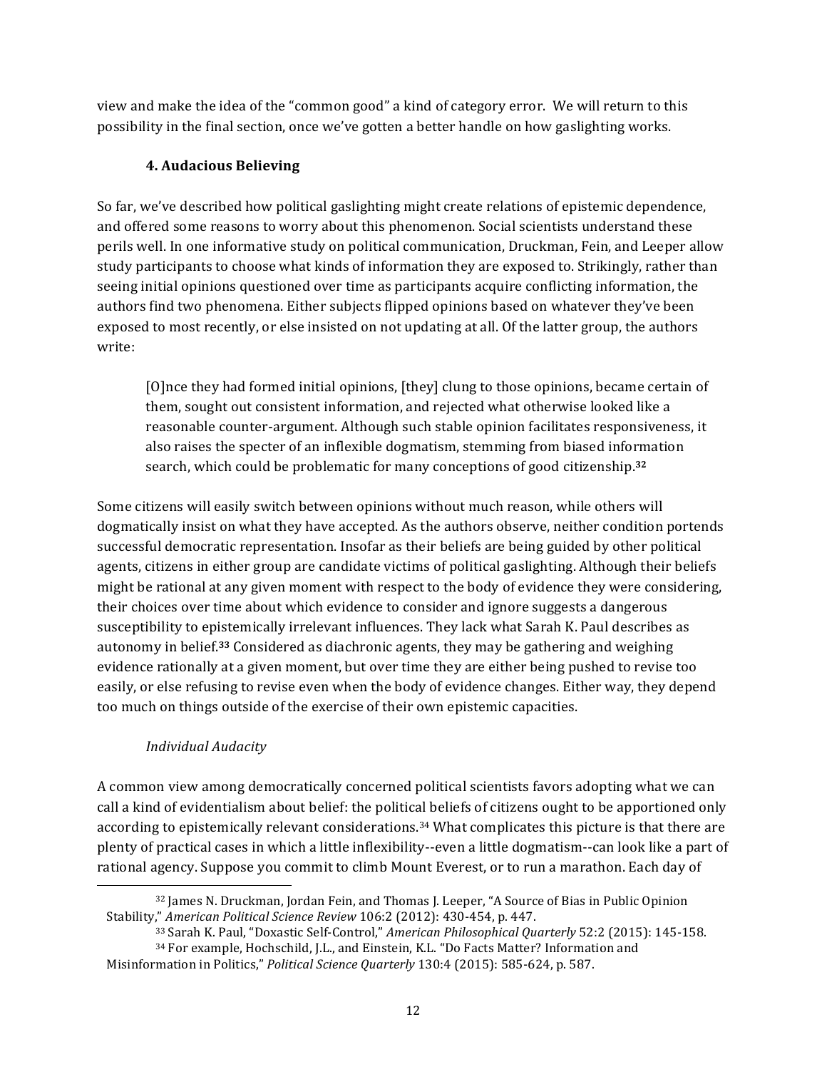view and make the idea of the "common good" a kind of category error. We will return to this possibility in the final section, once we've gotten a better handle on how gaslighting works.

## 4. Audacious Believing

So far, we've described how political gaslighting might create relations of epistemic dependence, and offered some reasons to worry about this phenomenon. Social scientists understand these perils well. In one informative study on political communication, Druckman, Fein, and Leeper allow study participants to choose what kinds of information they are exposed to. Strikingly, rather than seeing initial opinions questioned over time as participants acquire conflicting information, the authors find two phenomena. Either subjects flipped opinions based on whatever they've been exposed to most recently, or else insisted on not updating at all. Of the latter group, the authors write:

> [O]nce they had formed initial opinions, [they] clung to those opinions, became certain of them, sought out consistent information, and rejected what otherwise looked like a reasonable counter-argument. Although such stable opinion facilitates responsiveness, it also raises the specter of an inflexible dogmatism, stemming from biased information search, which could be problematic for many conceptions of good citizenship.[32]

Some citizens will easily switch between opinions without much reason, while others will dogmatically insist on what they have accepted. As the authors observe, neither condition portends successful democratic representation. Insofar as their beliefs are being guided by other political agents, citizens in either group are candidate victims of political gaslighting. Although their beliefs might be rational at any given moment with respect to the body of evidence they were considering, their choices over time about which evidence to consider and ignore suggests a dangerous susceptibility to epistemically irrelevant influences. They lack what Sarah K. Paul describes as autonomy in belief.[33] Considered as diachronic agents, they may be gathering and weighing evidence rationally at a given moment, but over time they are either being pushed to revise too easily, or else refusing to revise even when the body of evidence changes. Either way, they depend too much on things outside of the exercise of their own epistemic capacities.

### *Individual Audacity*

A common view among democratically concerned political scientists favors adopting what we can call a kind of evidentialism about belief: the political beliefs of citizens ought to be apportioned only according to epistemically relevant considerations.[34] What complicates this picture is that there are plenty of practical cases in which a little inflexibility--even a little dogmatism--can look like a part of rational agency. Suppose you commit to climb Mount Everest, or to run a marathon. Each day of

---

[32] James N. Druckman, Jordan Fein, and Thomas J. Leeper, "A Source of Bias in Public Opinion Stability," *American Political Science Review* 106:2 (2012): 430-454, p. 447.

[33] Sarah K. Paul, "Doxastic Self-Control," *American Philosophical Quarterly* 52:2 (2015): 145-158.

[34] For example, Hochschild, J.L., and Einstein, K.L. "Do Facts Matter? Information and Misinformation in Politics," *Political Science Quarterly* 130:4 (2015): 585-624, p. 587.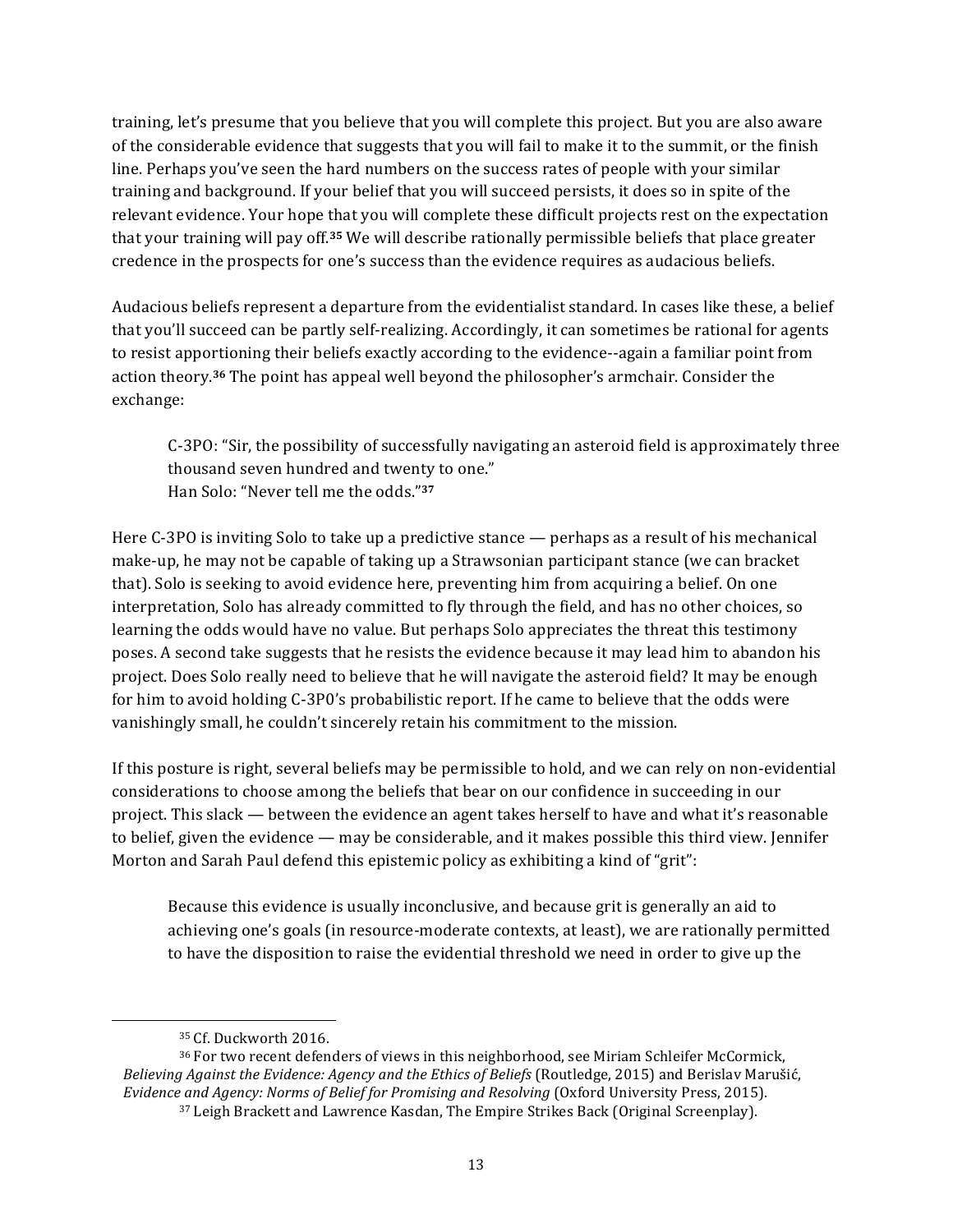training, let's presume that you believe that you will complete this project. But you are also aware of the considerable evidence that suggests that you will fail to make it to the summit, or the finish line. Perhaps you've seen the hard numbers on the success rates of people with your similar training and background. If your belief that you will succeed persists, it does so in spite of the relevant evidence. Your hope that you will complete these difficult projects rest on the expectation that your training will pay off.[35] We will describe rationally permissible beliefs that place greater credence in the prospects for one's success than the evidence requires as audacious beliefs.

Audacious beliefs represent a departure from the evidentialist standard. In cases like these, a belief that you'll succeed can be partly self-realizing. Accordingly, it can sometimes be rational for agents to resist apportioning their beliefs exactly according to the evidence--again a familiar point from action theory.[36] The point has appeal well beyond the philosopher's armchair. Consider the exchange:

> C-3PO: "Sir, the possibility of successfully navigating an asteroid field is approximately three thousand seven hundred and twenty to one."
> Han Solo: "Never tell me the odds."[37]

Here C-3PO is inviting Solo to take up a predictive stance — perhaps as a result of his mechanical make-up, he may not be capable of taking up a Strawsonian participant stance (we can bracket that). Solo is seeking to avoid evidence here, preventing him from acquiring a belief. On one interpretation, Solo has already committed to fly through the field, and has no other choices, so learning the odds would have no value. But perhaps Solo appreciates the threat this testimony poses. A second take suggests that he resists the evidence because it may lead him to abandon his project. Does Solo really need to believe that he will navigate the asteroid field? It may be enough for him to avoid holding C-3P0's probabilistic report. If he came to believe that the odds were vanishingly small, he couldn't sincerely retain his commitment to the mission.

If this posture is right, several beliefs may be permissible to hold, and we can rely on non-evidential considerations to choose among the beliefs that bear on our confidence in succeeding in our project. This slack — between the evidence an agent takes herself to have and what it's reasonable to belief, given the evidence — may be considerable, and it makes possible this third view. Jennifer Morton and Sarah Paul defend this epistemic policy as exhibiting a kind of "grit":

> Because this evidence is usually inconclusive, and because grit is generally an aid to achieving one's goals (in resource-moderate contexts, at least), we are rationally permitted to have the disposition to raise the evidential threshold we need in order to give up the

---

[35] Cf. Duckworth 2016.

[36] For two recent defenders of views in this neighborhood, see Miriam Schleifer McCormick, *Believing Against the Evidence: Agency and the Ethics of Beliefs* (Routledge, 2015) and Berislav Marušić, *Evidence and Agency: Norms of Belief for Promising and Resolving* (Oxford University Press, 2015).

[37] Leigh Brackett and Lawrence Kasdan, The Empire Strikes Back (Original Screenplay).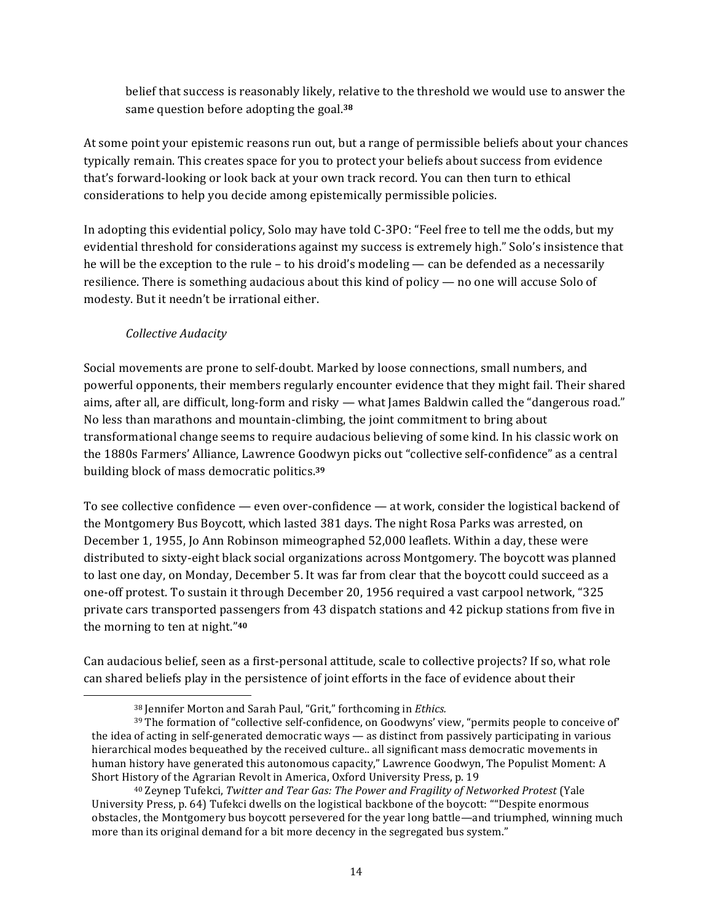belief that success is reasonably likely, relative to the threshold we would use to answer the same question before adopting the goal.[38]

At some point your epistemic reasons run out, but a range of permissible beliefs about your chances typically remain. This creates space for you to protect your beliefs about success from evidence that's forward-looking or look back at your own track record. You can then turn to ethical considerations to help you decide among epistemically permissible policies.

In adopting this evidential policy, Solo may have told C-3PO: "Feel free to tell me the odds, but my evidential threshold for considerations against my success is extremely high." Solo's insistence that he will be the exception to the rule – to his droid's modeling — can be defended as a necessarily resilience. There is something audacious about this kind of policy — no one will accuse Solo of modesty. But it needn't be irrational either.

*Collective Audacity*

Social movements are prone to self-doubt. Marked by loose connections, small numbers, and powerful opponents, their members regularly encounter evidence that they might fail. Their shared aims, after all, are difficult, long-form and risky — what James Baldwin called the "dangerous road." No less than marathons and mountain-climbing, the joint commitment to bring about transformational change seems to require audacious believing of some kind. In his classic work on the 1880s Farmers' Alliance, Lawrence Goodwyn picks out "collective self-confidence" as a central building block of mass democratic politics.[39]

To see collective confidence — even over-confidence — at work, consider the logistical backend of the Montgomery Bus Boycott, which lasted 381 days. The night Rosa Parks was arrested, on December 1, 1955, Jo Ann Robinson mimeographed 52,000 leaflets. Within a day, these were distributed to sixty-eight black social organizations across Montgomery. The boycott was planned to last one day, on Monday, December 5. It was far from clear that the boycott could succeed as a one-off protest. To sustain it through December 20, 1956 required a vast carpool network, "325 private cars transported passengers from 43 dispatch stations and 42 pickup stations from five in the morning to ten at night."[40]

Can audacious belief, seen as a first-personal attitude, scale to collective projects? If so, what role can shared beliefs play in the persistence of joint efforts in the face of evidence about their

---

[38] Jennifer Morton and Sarah Paul, "Grit," forthcoming in *Ethics.*

[39] The formation of "collective self-confidence, on Goodwyns' view, "permits people to conceive of' the idea of acting in self-generated democratic ways — as distinct from passively participating in various hierarchical modes bequeathed by the received culture.. all significant mass democratic movements in human history have generated this autonomous capacity," Lawrence Goodwyn, The Populist Moment: A Short History of the Agrarian Revolt in America, Oxford University Press, p. 19

[40] Zeynep Tufekci, *Twitter and Tear Gas: The Power and Fragility of Networked Protest* (Yale University Press, p. 64) Tufekci dwells on the logistical backbone of the boycott: ""Despite enormous obstacles, the Montgomery bus boycott persevered for the year long battle—and triumphed, winning much more than its original demand for a bit more decency in the segregated bus system."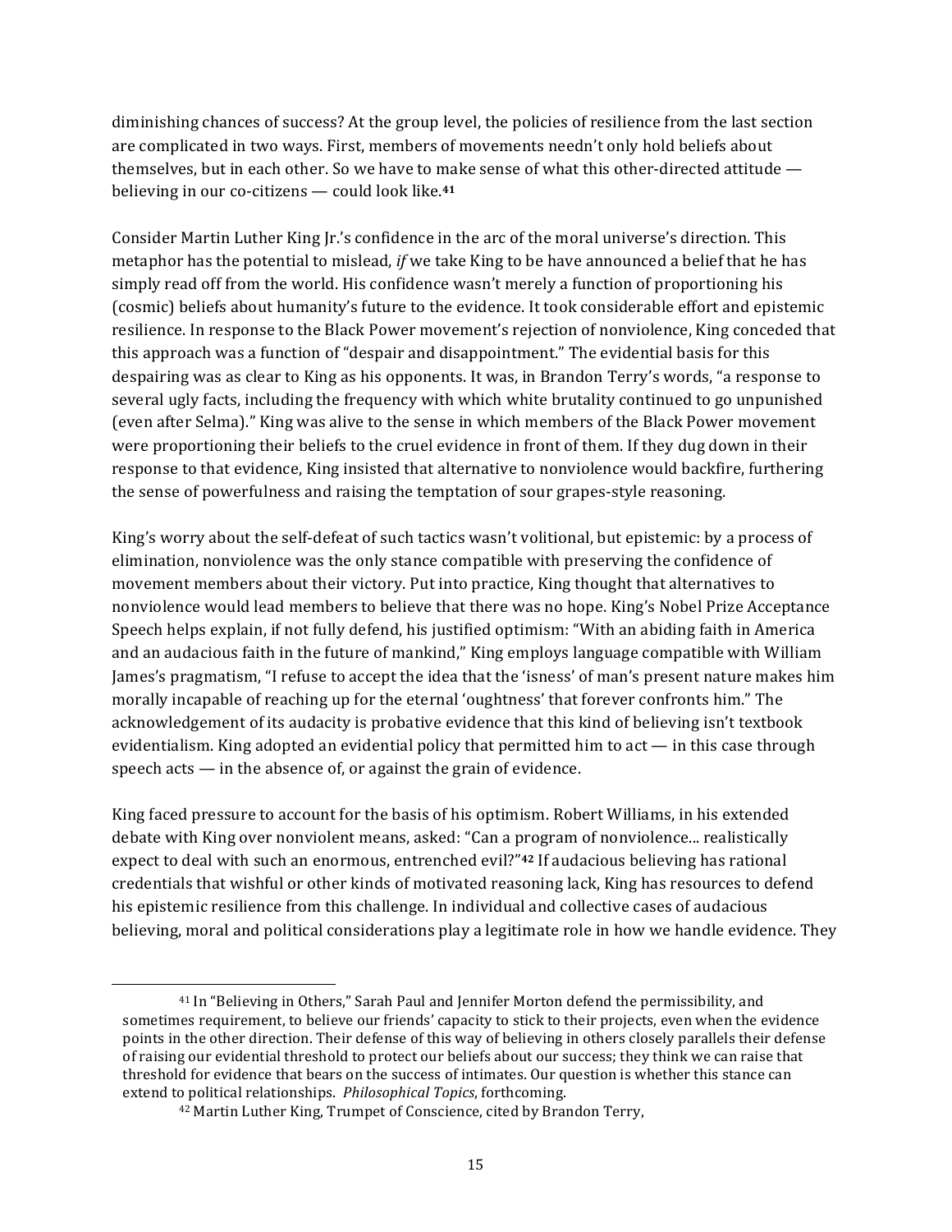diminishing chances of success? At the group level, the policies of resilience from the last section are complicated in two ways. First, members of movements needn't only hold beliefs about themselves, but in each other. So we have to make sense of what this other-directed attitude — believing in our co-citizens — could look like.[41]

Consider Martin Luther King Jr.'s confidence in the arc of the moral universe's direction. This metaphor has the potential to mislead, *if* we take King to be have announced a belief that he has simply read off from the world. His confidence wasn't merely a function of proportioning his (cosmic) beliefs about humanity's future to the evidence. It took considerable effort and epistemic resilience. In response to the Black Power movement's rejection of nonviolence, King conceded that this approach was a function of "despair and disappointment." The evidential basis for this despairing was as clear to King as his opponents. It was, in Brandon Terry's words, "a response to several ugly facts, including the frequency with which white brutality continued to go unpunished (even after Selma)." King was alive to the sense in which members of the Black Power movement were proportioning their beliefs to the cruel evidence in front of them. If they dug down in their response to that evidence, King insisted that alternative to nonviolence would backfire, furthering the sense of powerfulness and raising the temptation of sour grapes-style reasoning.

King's worry about the self-defeat of such tactics wasn't volitional, but epistemic: by a process of elimination, nonviolence was the only stance compatible with preserving the confidence of movement members about their victory. Put into practice, King thought that alternatives to nonviolence would lead members to believe that there was no hope. King's Nobel Prize Acceptance Speech helps explain, if not fully defend, his justified optimism: "With an abiding faith in America and an audacious faith in the future of mankind," King employs language compatible with William James's pragmatism, "I refuse to accept the idea that the 'isness' of man's present nature makes him morally incapable of reaching up for the eternal 'oughtness' that forever confronts him." The acknowledgement of its audacity is probative evidence that this kind of believing isn't textbook evidentialism. King adopted an evidential policy that permitted him to act — in this case through speech acts — in the absence of, or against the grain of evidence.

King faced pressure to account for the basis of his optimism. Robert Williams, in his extended debate with King over nonviolent means, asked: "Can a program of nonviolence... realistically expect to deal with such an enormous, entrenched evil?"[42] If audacious believing has rational credentials that wishful or other kinds of motivated reasoning lack, King has resources to defend his epistemic resilience from this challenge. In individual and collective cases of audacious believing, moral and political considerations play a legitimate role in how we handle evidence. They

---

[41] In "Believing in Others," Sarah Paul and Jennifer Morton defend the permissibility, and sometimes requirement, to believe our friends' capacity to stick to their projects, even when the evidence points in the other direction. Their defense of this way of believing in others closely parallels their defense of raising our evidential threshold to protect our beliefs about our success; they think we can raise that threshold for evidence that bears on the success of intimates. Our question is whether this stance can extend to political relationships. *Philosophical Topics*, forthcoming.

[42] Martin Luther King, Trumpet of Conscience, cited by Brandon Terry,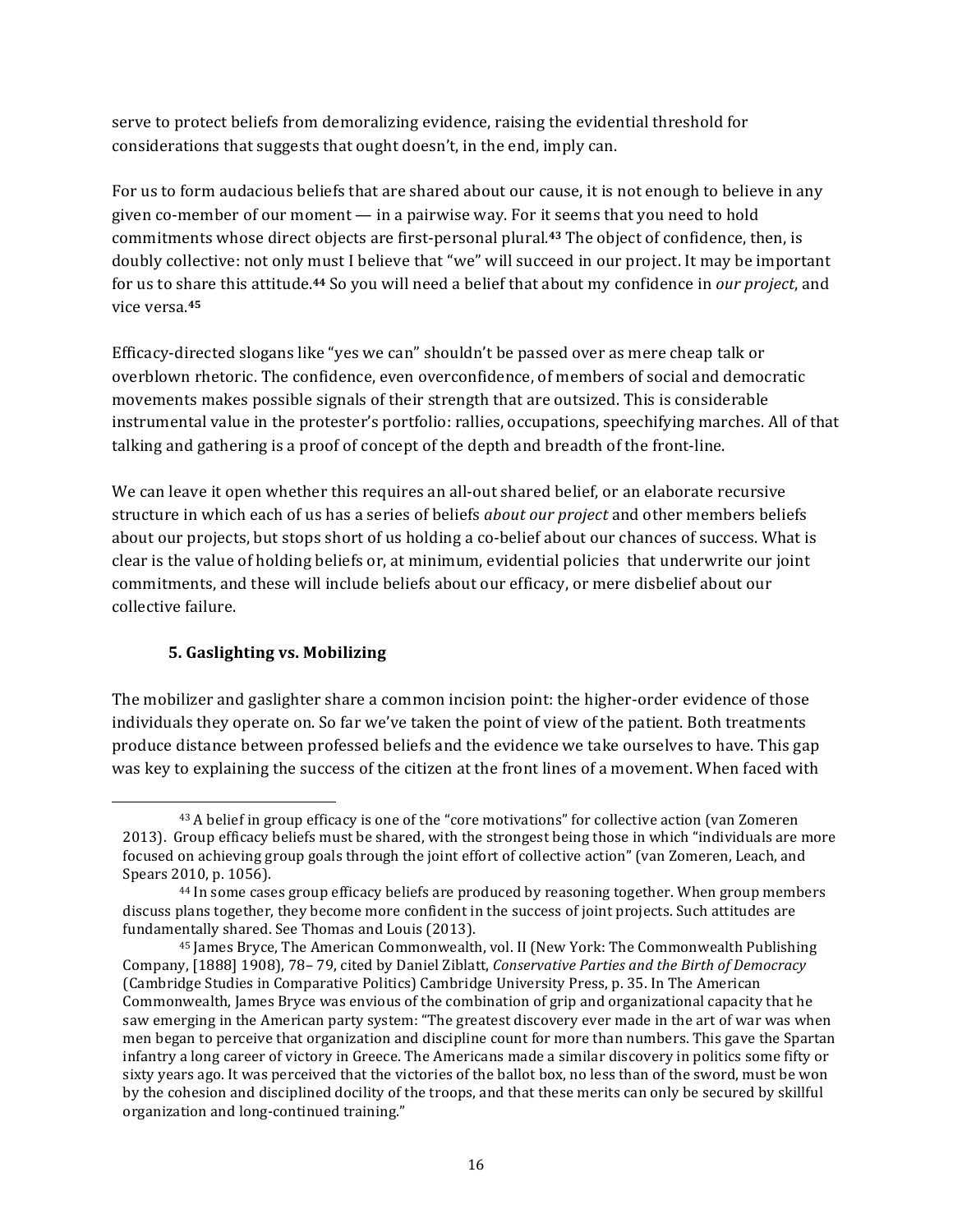serve to protect beliefs from demoralizing evidence, raising the evidential threshold for considerations that suggests that ought doesn't, in the end, imply can.

For us to form audacious beliefs that are shared about our cause, it is not enough to believe in any given co-member of our moment — in a pairwise way. For it seems that you need to hold commitments whose direct objects are first-personal plural.[43] The object of confidence, then, is doubly collective: not only must I believe that "we" will succeed in our project. It may be important for us to share this attitude.[44] So you will need a belief that about my confidence in *our project*, and vice versa.[45]

Efficacy-directed slogans like "yes we can" shouldn't be passed over as mere cheap talk or overblown rhetoric. The confidence, even overconfidence, of members of social and democratic movements makes possible signals of their strength that are outsized. This is considerable instrumental value in the protester's portfolio: rallies, occupations, speechifying marches. All of that talking and gathering is a proof of concept of the depth and breadth of the front-line.

We can leave it open whether this requires an all-out shared belief, or an elaborate recursive structure in which each of us has a series of beliefs *about our project* and other members beliefs about our projects, but stops short of us holding a co-belief about our chances of success. What is clear is the value of holding beliefs or, at minimum, evidential policies that underwrite our joint commitments, and these will include beliefs about our efficacy, or mere disbelief about our collective failure.

## 5. Gaslighting vs. Mobilizing

The mobilizer and gaslighter share a common incision point: the higher-order evidence of those individuals they operate on. So far we've taken the point of view of the patient. Both treatments produce distance between professed beliefs and the evidence we take ourselves to have. This gap was key to explaining the success of the citizen at the front lines of a movement. When faced with

---

[43] A belief in group efficacy is one of the "core motivations" for collective action (van Zomeren 2013). Group efficacy beliefs must be shared, with the strongest being those in which "individuals are more focused on achieving group goals through the joint effort of collective action" (van Zomeren, Leach, and Spears 2010, p. 1056).

[44] In some cases group efficacy beliefs are produced by reasoning together. When group members discuss plans together, they become more confident in the success of joint projects. Such attitudes are fundamentally shared. See Thomas and Louis (2013).

[45] James Bryce, The American Commonwealth, vol. II (New York: The Commonwealth Publishing Company, [1888] 1908), 78– 79, cited by Daniel Ziblatt, *Conservative Parties and the Birth of Democracy* (Cambridge Studies in Comparative Politics) Cambridge University Press, p. 35. In The American Commonwealth, James Bryce was envious of the combination of grip and organizational capacity that he saw emerging in the American party system: "The greatest discovery ever made in the art of war was when men began to perceive that organization and discipline count for more than numbers. This gave the Spartan infantry a long career of victory in Greece. The Americans made a similar discovery in politics some fifty or sixty years ago. It was perceived that the victories of the ballot box, no less than of the sword, must be won by the cohesion and disciplined docility of the troops, and that these merits can only be secured by skillful organization and long-continued training."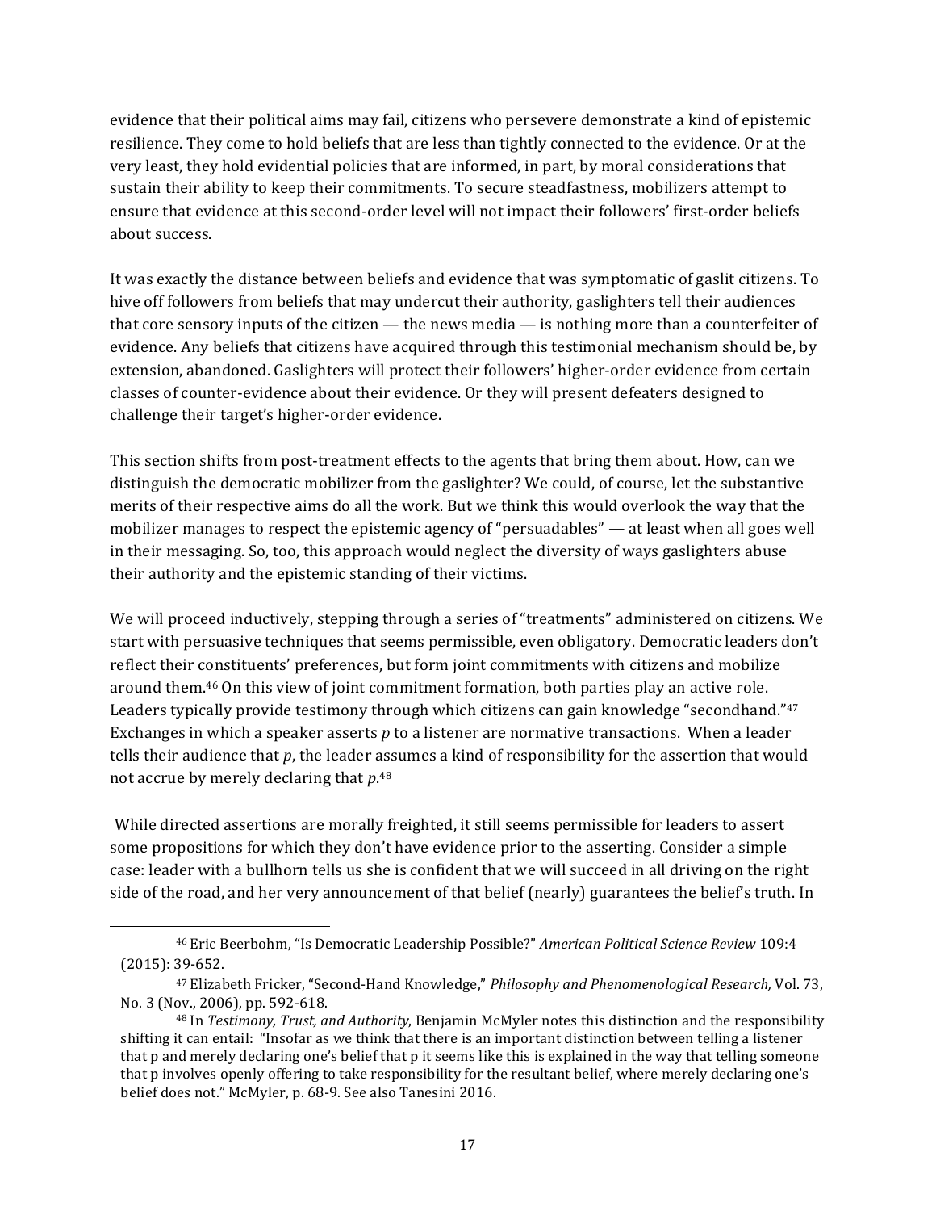evidence that their political aims may fail, citizens who persevere demonstrate a kind of epistemic resilience. They come to hold beliefs that are less than tightly connected to the evidence. Or at the very least, they hold evidential policies that are informed, in part, by moral considerations that sustain their ability to keep their commitments. To secure steadfastness, mobilizers attempt to ensure that evidence at this second-order level will not impact their followers' first-order beliefs about success.

It was exactly the distance between beliefs and evidence that was symptomatic of gaslit citizens. To hive off followers from beliefs that may undercut their authority, gaslighters tell their audiences that core sensory inputs of the citizen — the news media — is nothing more than a counterfeiter of evidence. Any beliefs that citizens have acquired through this testimonial mechanism should be, by extension, abandoned. Gaslighters will protect their followers' higher-order evidence from certain classes of counter-evidence about their evidence. Or they will present defeaters designed to challenge their target's higher-order evidence.

This section shifts from post-treatment effects to the agents that bring them about. How, can we distinguish the democratic mobilizer from the gaslighter? We could, of course, let the substantive merits of their respective aims do all the work. But we think this would overlook the way that the mobilizer manages to respect the epistemic agency of "persuadables" — at least when all goes well in their messaging. So, too, this approach would neglect the diversity of ways gaslighters abuse their authority and the epistemic standing of their victims.

We will proceed inductively, stepping through a series of "treatments" administered on citizens. We start with persuasive techniques that seems permissible, even obligatory. Democratic leaders don't reflect their constituents' preferences, but form joint commitments with citizens and mobilize around them.[46] On this view of joint commitment formation, both parties play an active role. Leaders typically provide testimony through which citizens can gain knowledge "secondhand."[47] Exchanges in which a speaker asserts *p* to a listener are normative transactions. When a leader tells their audience that *p*, the leader assumes a kind of responsibility for the assertion that would not accrue by merely declaring that *p*.[48]

While directed assertions are morally freighted, it still seems permissible for leaders to assert some propositions for which they don't have evidence prior to the asserting. Consider a simple case: leader with a bullhorn tells us she is confident that we will succeed in all driving on the right side of the road, and her very announcement of that belief (nearly) guarantees the belief's truth. In

---

[46] Eric Beerbohm, "Is Democratic Leadership Possible?" *American Political Science Review* 109:4 (2015): 39-652.

[47] Elizabeth Fricker, "Second-Hand Knowledge," *Philosophy and Phenomenological Research,* Vol. 73, No. 3 (Nov., 2006), pp. 592-618.

[48] In *Testimony, Trust, and Authority*, Benjamin McMyler notes this distinction and the responsibility shifting it can entail: "Insofar as we think that there is an important distinction between telling a listener that p and merely declaring one's belief that p it seems like this is explained in the way that telling someone that p involves openly offering to take responsibility for the resultant belief, where merely declaring one's belief does not." McMyler, p. 68-9. See also Tanesini 2016.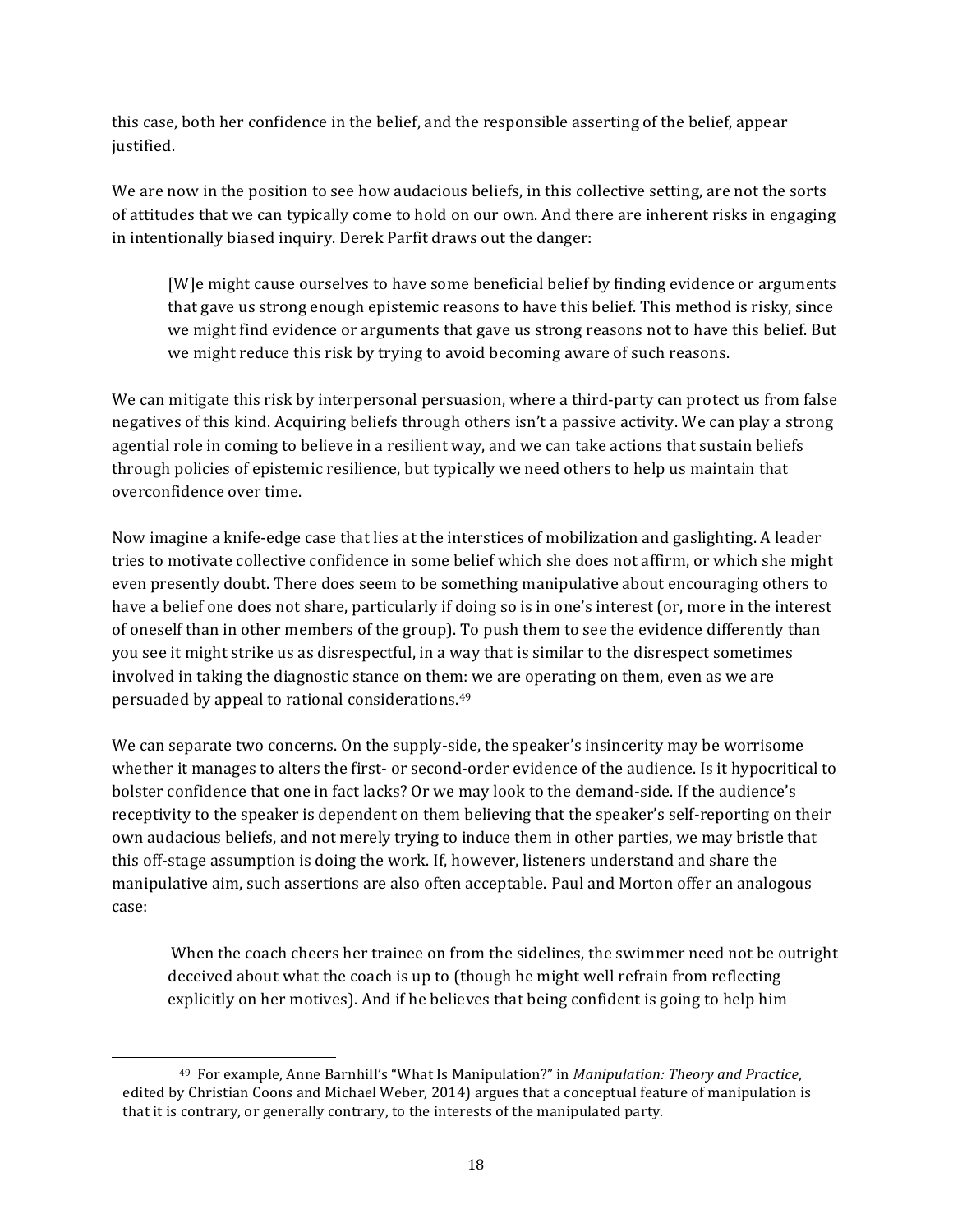this case, both her confidence in the belief, and the responsible asserting of the belief, appear justified.

We are now in the position to see how audacious beliefs, in this collective setting, are not the sorts of attitudes that we can typically come to hold on our own. And there are inherent risks in engaging in intentionally biased inquiry. Derek Parfit draws out the danger:

> [W]e might cause ourselves to have some beneficial belief by finding evidence or arguments that gave us strong enough epistemic reasons to have this belief. This method is risky, since we might find evidence or arguments that gave us strong reasons not to have this belief. But we might reduce this risk by trying to avoid becoming aware of such reasons.

We can mitigate this risk by interpersonal persuasion, where a third-party can protect us from false negatives of this kind. Acquiring beliefs through others isn't a passive activity. We can play a strong agential role in coming to believe in a resilient way, and we can take actions that sustain beliefs through policies of epistemic resilience, but typically we need others to help us maintain that overconfidence over time.

Now imagine a knife-edge case that lies at the interstices of mobilization and gaslighting. A leader tries to motivate collective confidence in some belief which she does not affirm, or which she might even presently doubt. There does seem to be something manipulative about encouraging others to have a belief one does not share, particularly if doing so is in one's interest (or, more in the interest of oneself than in other members of the group). To push them to see the evidence differently than you see it might strike us as disrespectful, in a way that is similar to the disrespect sometimes involved in taking the diagnostic stance on them: we are operating on them, even as we are persuaded by appeal to rational considerations.[49]

We can separate two concerns. On the supply-side, the speaker's insincerity may be worrisome whether it manages to alters the first- or second-order evidence of the audience. Is it hypocritical to bolster confidence that one in fact lacks? Or we may look to the demand-side. If the audience's receptivity to the speaker is dependent on them believing that the speaker's self-reporting on their own audacious beliefs, and not merely trying to induce them in other parties, we may bristle that this off-stage assumption is doing the work. If, however, listeners understand and share the manipulative aim, such assertions are also often acceptable. Paul and Morton offer an analogous case:

> When the coach cheers her trainee on from the sidelines, the swimmer need not be outright deceived about what the coach is up to (though he might well refrain from reflecting explicitly on her motives). And if he believes that being confident is going to help him

---

[49] For example, Anne Barnhill's "What Is Manipulation?" in *Manipulation: Theory and Practice*, edited by Christian Coons and Michael Weber, 2014) argues that a conceptual feature of manipulation is that it is contrary, or generally contrary, to the interests of the manipulated party.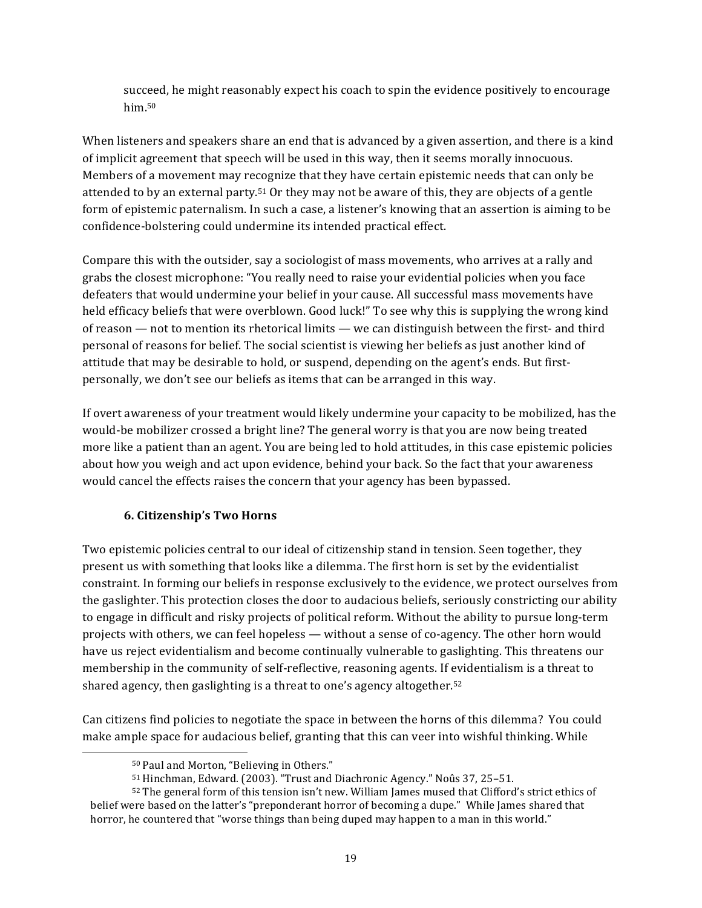succeed, he might reasonably expect his coach to spin the evidence positively to encourage him.[50]

When listeners and speakers share an end that is advanced by a given assertion, and there is a kind of implicit agreement that speech will be used in this way, then it seems morally innocuous. Members of a movement may recognize that they have certain epistemic needs that can only be attended to by an external party.[51] Or they may not be aware of this, they are objects of a gentle form of epistemic paternalism. In such a case, a listener's knowing that an assertion is aiming to be confidence-bolstering could undermine its intended practical effect.

Compare this with the outsider, say a sociologist of mass movements, who arrives at a rally and grabs the closest microphone: "You really need to raise your evidential policies when you face defeaters that would undermine your belief in your cause. All successful mass movements have held efficacy beliefs that were overblown. Good luck!" To see why this is supplying the wrong kind of reason — not to mention its rhetorical limits — we can distinguish between the first- and third personal of reasons for belief. The social scientist is viewing her beliefs as just another kind of attitude that may be desirable to hold, or suspend, depending on the agent's ends. But first-personally, we don't see our beliefs as items that can be arranged in this way.

If overt awareness of your treatment would likely undermine your capacity to be mobilized, has the would-be mobilizer crossed a bright line? The general worry is that you are now being treated more like a patient than an agent. You are being led to hold attitudes, in this case epistemic policies about how you weigh and act upon evidence, behind your back. So the fact that your awareness would cancel the effects raises the concern that your agency has been bypassed.

## 6. Citizenship's Two Horns

Two epistemic policies central to our ideal of citizenship stand in tension. Seen together, they present us with something that looks like a dilemma. The first horn is set by the evidentialist constraint. In forming our beliefs in response exclusively to the evidence, we protect ourselves from the gaslighter. This protection closes the door to audacious beliefs, seriously constricting our ability to engage in difficult and risky projects of political reform. Without the ability to pursue long-term projects with others, we can feel hopeless — without a sense of co-agency. The other horn would have us reject evidentialism and become continually vulnerable to gaslighting. This threatens our membership in the community of self-reflective, reasoning agents. If evidentialism is a threat to shared agency, then gaslighting is a threat to one's agency altogether.[52]

Can citizens find policies to negotiate the space in between the horns of this dilemma? You could make ample space for audacious belief, granting that this can veer into wishful thinking. While

---

[50] Paul and Morton, "Believing in Others."

[51] Hinchman, Edward. (2003). "Trust and Diachronic Agency." Noûs 37, 25–51.

[52] The general form of this tension isn't new. William James mused that Clifford's strict ethics of belief were based on the latter's "preponderant horror of becoming a dupe." While James shared that horror, he countered that "worse things than being duped may happen to a man in this world."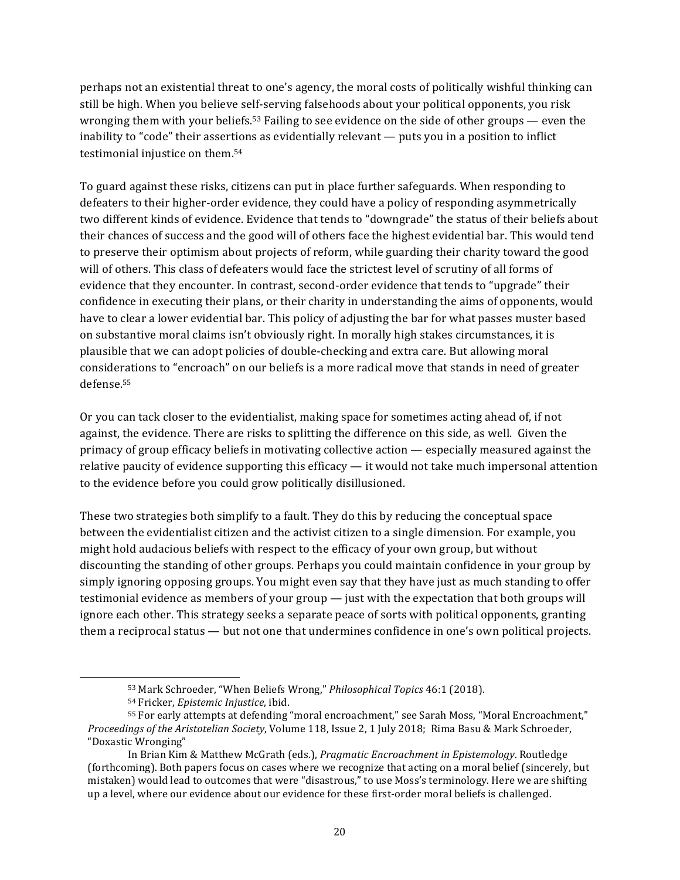perhaps not an existential threat to one's agency, the moral costs of politically wishful thinking can still be high. When you believe self-serving falsehoods about your political opponents, you risk wronging them with your beliefs.[53] Failing to see evidence on the side of other groups — even the inability to "code" their assertions as evidentially relevant — puts you in a position to inflict testimonial injustice on them.[54]

To guard against these risks, citizens can put in place further safeguards. When responding to defeaters to their higher-order evidence, they could have a policy of responding asymmetrically two different kinds of evidence. Evidence that tends to "downgrade" the status of their beliefs about their chances of success and the good will of others face the highest evidential bar. This would tend to preserve their optimism about projects of reform, while guarding their charity toward the good will of others. This class of defeaters would face the strictest level of scrutiny of all forms of evidence that they encounter. In contrast, second-order evidence that tends to "upgrade" their confidence in executing their plans, or their charity in understanding the aims of opponents, would have to clear a lower evidential bar. This policy of adjusting the bar for what passes muster based on substantive moral claims isn't obviously right. In morally high stakes circumstances, it is plausible that we can adopt policies of double-checking and extra care. But allowing moral considerations to "encroach" on our beliefs is a more radical move that stands in need of greater defense.[55]

Or you can tack closer to the evidentialist, making space for sometimes acting ahead of, if not against, the evidence. There are risks to splitting the difference on this side, as well. Given the primacy of group efficacy beliefs in motivating collective action — especially measured against the relative paucity of evidence supporting this efficacy — it would not take much impersonal attention to the evidence before you could grow politically disillusioned.

These two strategies both simplify to a fault. They do this by reducing the conceptual space between the evidentialist citizen and the activist citizen to a single dimension. For example, you might hold audacious beliefs with respect to the efficacy of your own group, but without discounting the standing of other groups. Perhaps you could maintain confidence in your group by simply ignoring opposing groups. You might even say that they have just as much standing to offer testimonial evidence as members of your group — just with the expectation that both groups will ignore each other. This strategy seeks a separate peace of sorts with political opponents, granting them a reciprocal status — but not one that undermines confidence in one's own political projects.

---

[53] Mark Schroeder, "When Beliefs Wrong," *Philosophical Topics* 46:1 (2018).

[54] Fricker, *Epistemic Injustice*, ibid.

[55] For early attempts at defending "moral encroachment," see Sarah Moss, "Moral Encroachment," *Proceedings of the Aristotelian Society*, Volume 118, Issue 2, 1 July 2018; Rima Basu & Mark Schroeder, "Doxastic Wronging"

In Brian Kim & Matthew McGrath (eds.), *Pragmatic Encroachment in Epistemology*. Routledge (forthcoming). Both papers focus on cases where we recognize that acting on a moral belief (sincerely, but mistaken) would lead to outcomes that were "disastrous," to use Moss's terminology. Here we are shifting up a level, where our evidence about our evidence for these first-order moral beliefs is challenged.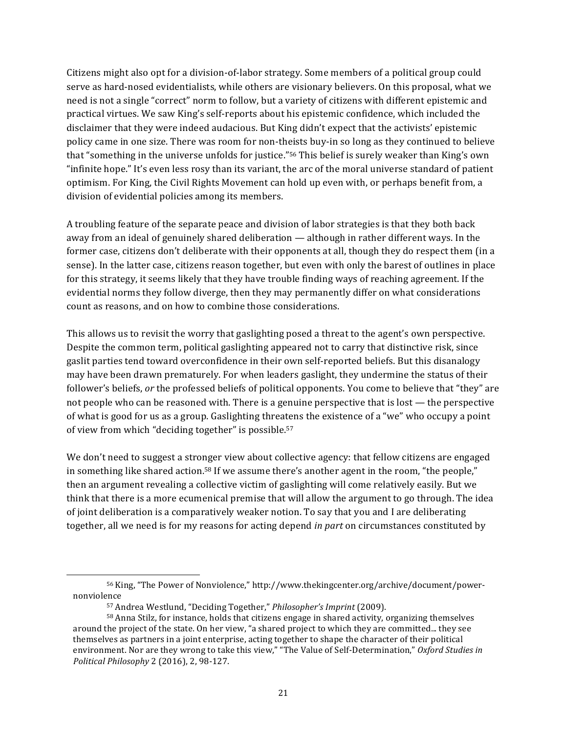Citizens might also opt for a division-of-labor strategy. Some members of a political group could serve as hard-nosed evidentialists, while others are visionary believers. On this proposal, what we need is not a single "correct" norm to follow, but a variety of citizens with different epistemic and practical virtues. We saw King's self-reports about his epistemic confidence, which included the disclaimer that they were indeed audacious. But King didn't expect that the activists' epistemic policy came in one size. There was room for non-theists buy-in so long as they continued to believe that "something in the universe unfolds for justice."[56] This belief is surely weaker than King's own "infinite hope." It's even less rosy than its variant, the arc of the moral universe standard of patient optimism. For King, the Civil Rights Movement can hold up even with, or perhaps benefit from, a division of evidential policies among its members.

A troubling feature of the separate peace and division of labor strategies is that they both back away from an ideal of genuinely shared deliberation — although in rather different ways. In the former case, citizens don't deliberate with their opponents at all, though they do respect them (in a sense). In the latter case, citizens reason together, but even with only the barest of outlines in place for this strategy, it seems likely that they have trouble finding ways of reaching agreement. If the evidential norms they follow diverge, then they may permanently differ on what considerations count as reasons, and on how to combine those considerations.

This allows us to revisit the worry that gaslighting posed a threat to the agent's own perspective. Despite the common term, political gaslighting appeared not to carry that distinctive risk, since gaslit parties tend toward overconfidence in their own self-reported beliefs. But this disanalogy may have been drawn prematurely. For when leaders gaslight, they undermine the status of their follower's beliefs, *or* the professed beliefs of political opponents. You come to believe that "they" are not people who can be reasoned with. There is a genuine perspective that is lost — the perspective of what is good for us as a group. Gaslighting threatens the existence of a "we" who occupy a point of view from which "deciding together" is possible.[57]

We don't need to suggest a stronger view about collective agency: that fellow citizens are engaged in something like shared action.[58] If we assume there's another agent in the room, "the people," then an argument revealing a collective victim of gaslighting will come relatively easily. But we think that there is a more ecumenical premise that will allow the argument to go through. The idea of joint deliberation is a comparatively weaker notion. To say that you and I are deliberating together, all we need is for my reasons for acting depend *in part* on circumstances constituted by

---

[56] King, "The Power of Nonviolence," http://www.thekingcenter.org/archive/document/power-nonviolence

[57] Andrea Westlund, "Deciding Together," *Philosopher's Imprint* (2009).

[58] Anna Stilz, for instance, holds that citizens engage in shared activity, organizing themselves around the project of the state. On her view, "a shared project to which they are committed... they see themselves as partners in a joint enterprise, acting together to shape the character of their political environment. Nor are they wrong to take this view," "The Value of Self-Determination," *Oxford Studies in Political Philosophy* 2 (2016), 2, 98-127.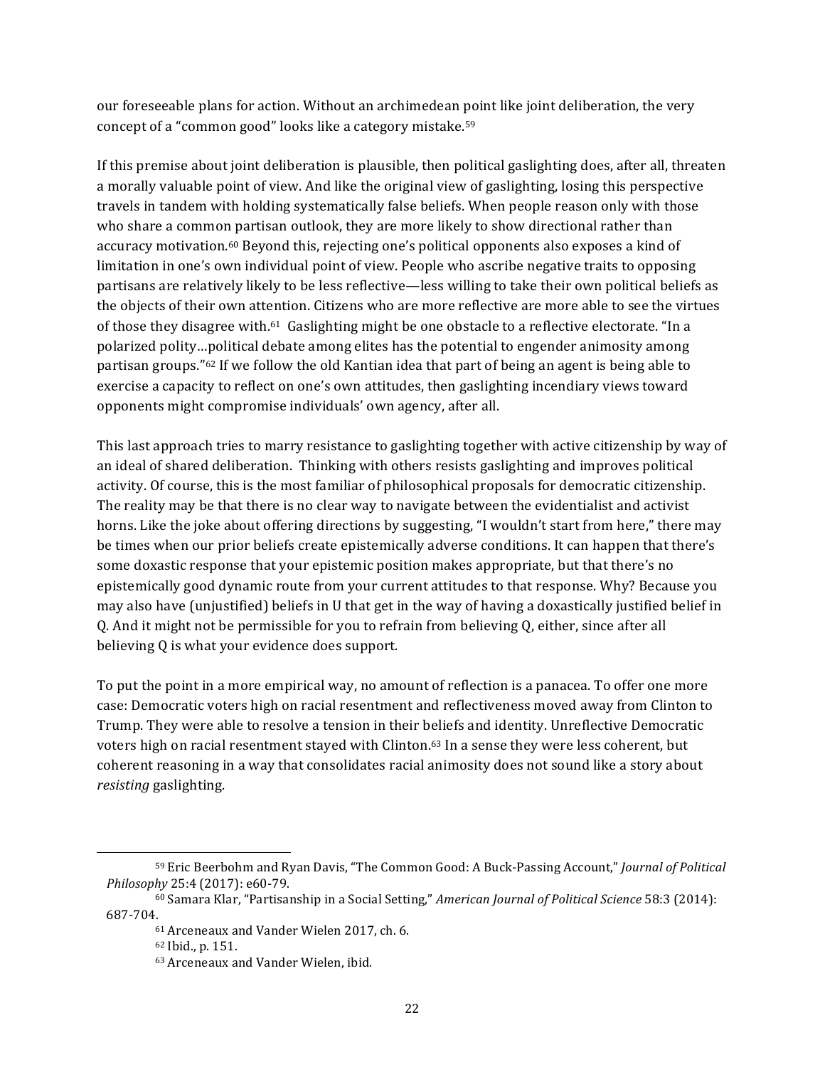our foreseeable plans for action. Without an archimedean point like joint deliberation, the very concept of a "common good" looks like a category mistake.[59]

If this premise about joint deliberation is plausible, then political gaslighting does, after all, threaten a morally valuable point of view. And like the original view of gaslighting, losing this perspective travels in tandem with holding systematically false beliefs. When people reason only with those who share a common partisan outlook, they are more likely to show directional rather than accuracy motivation.[60] Beyond this, rejecting one's political opponents also exposes a kind of limitation in one's own individual point of view. People who ascribe negative traits to opposing partisans are relatively likely to be less reflective—less willing to take their own political beliefs as the objects of their own attention. Citizens who are more reflective are more able to see the virtues of those they disagree with.[61] Gaslighting might be one obstacle to a reflective electorate. "In a polarized polity…political debate among elites has the potential to engender animosity among partisan groups."[62] If we follow the old Kantian idea that part of being an agent is being able to exercise a capacity to reflect on one's own attitudes, then gaslighting incendiary views toward opponents might compromise individuals' own agency, after all.

This last approach tries to marry resistance to gaslighting together with active citizenship by way of an ideal of shared deliberation. Thinking with others resists gaslighting and improves political activity. Of course, this is the most familiar of philosophical proposals for democratic citizenship. The reality may be that there is no clear way to navigate between the evidentialist and activist horns. Like the joke about offering directions by suggesting, "I wouldn't start from here," there may be times when our prior beliefs create epistemically adverse conditions. It can happen that there's some doxastic response that your epistemic position makes appropriate, but that there's no epistemically good dynamic route from your current attitudes to that response. Why? Because you may also have (unjustified) beliefs in U that get in the way of having a doxastically justified belief in Q. And it might not be permissible for you to refrain from believing Q, either, since after all believing Q is what your evidence does support.

To put the point in a more empirical way, no amount of reflection is a panacea. To offer one more case: Democratic voters high on racial resentment and reflectiveness moved away from Clinton to Trump. They were able to resolve a tension in their beliefs and identity. Unreflective Democratic voters high on racial resentment stayed with Clinton.[63] In a sense they were less coherent, but coherent reasoning in a way that consolidates racial animosity does not sound like a story about *resisting* gaslighting.

---

[59] Eric Beerbohm and Ryan Davis, "The Common Good: A Buck-Passing Account," *Journal of Political Philosophy* 25:4 (2017): e60-79.

[60] Samara Klar, "Partisanship in a Social Setting," *American Journal of Political Science* 58:3 (2014): 687-704.

[61] Arceneaux and Vander Wielen 2017, ch. 6.

[62] Ibid., p. 151.

[63] Arceneaux and Vander Wielen, ibid.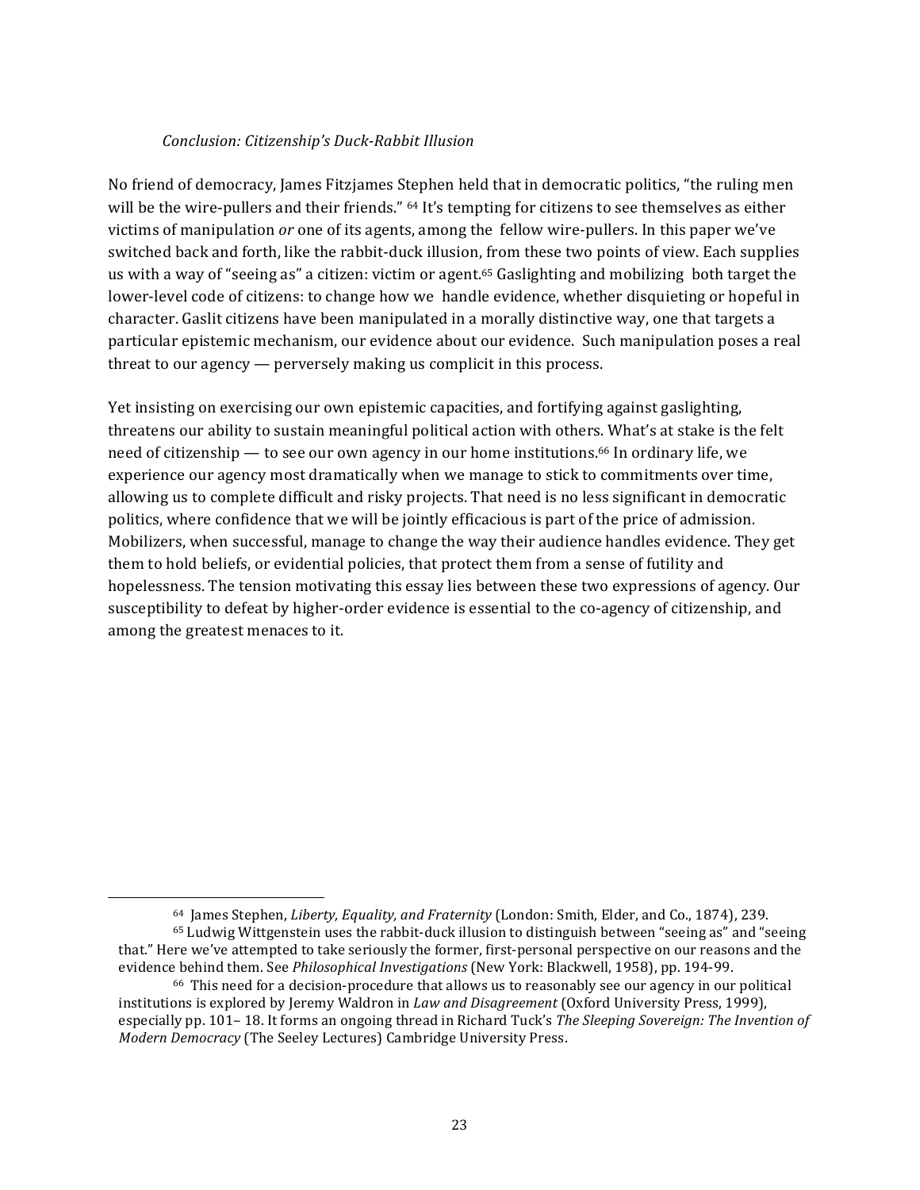### *Conclusion: Citizenship's Duck-Rabbit Illusion*

No friend of democracy, James Fitzjames Stephen held that in democratic politics, "the ruling men will be the wire-pullers and their friends." [64] It's tempting for citizens to see themselves as either victims of manipulation *or* one of its agents, among the fellow wire-pullers. In this paper we've switched back and forth, like the rabbit-duck illusion, from these two points of view. Each supplies us with a way of "seeing as" a citizen: victim or agent.[65] Gaslighting and mobilizing both target the lower-level code of citizens: to change how we handle evidence, whether disquieting or hopeful in character. Gaslit citizens have been manipulated in a morally distinctive way, one that targets a particular epistemic mechanism, our evidence about our evidence. Such manipulation poses a real threat to our agency — perversely making us complicit in this process.

Yet insisting on exercising our own epistemic capacities, and fortifying against gaslighting, threatens our ability to sustain meaningful political action with others. What's at stake is the felt need of citizenship — to see our own agency in our home institutions.[66] In ordinary life, we experience our agency most dramatically when we manage to stick to commitments over time, allowing us to complete difficult and risky projects. That need is no less significant in democratic politics, where confidence that we will be jointly efficacious is part of the price of admission. Mobilizers, when successful, manage to change the way their audience handles evidence. They get them to hold beliefs, or evidential policies, that protect them from a sense of futility and hopelessness. The tension motivating this essay lies between these two expressions of agency. Our susceptibility to defeat by higher-order evidence is essential to the co-agency of citizenship, and among the greatest menaces to it.

---

[64] James Stephen, *Liberty, Equality, and Fraternity* (London: Smith, Elder, and Co., 1874), 239.

[65] Ludwig Wittgenstein uses the rabbit-duck illusion to distinguish between "seeing as" and "seeing that." Here we've attempted to take seriously the former, first-personal perspective on our reasons and the evidence behind them. See *Philosophical Investigations* (New York: Blackwell, 1958), pp. 194-99.

[66] This need for a decision-procedure that allows us to reasonably see our agency in our political institutions is explored by Jeremy Waldron in *Law and Disagreement* (Oxford University Press, 1999), especially pp. 101– 18. It forms an ongoing thread in Richard Tuck's *The Sleeping Sovereign: The Invention of Modern Democracy* (The Seeley Lectures) Cambridge University Press.